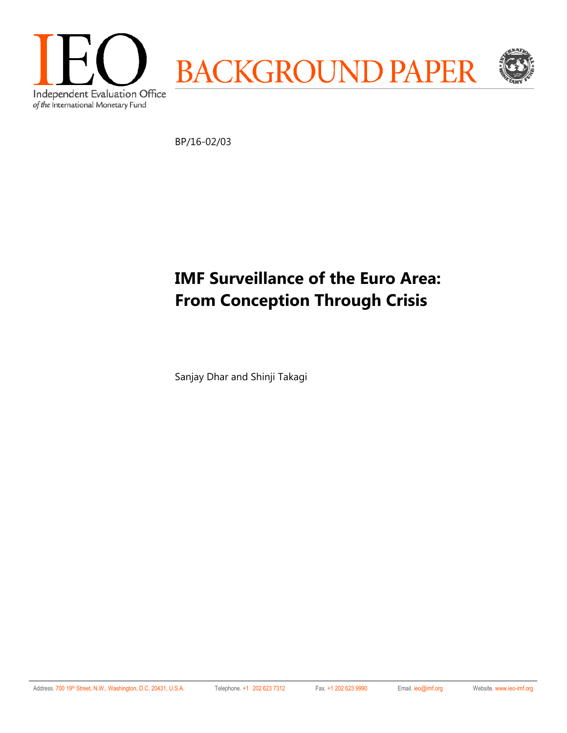IEO

Independent Evaluation Office
*of the* International Monetary Fund

BACKGROUND PAPER

BP/16-02/03

# IMF Surveillance of the Euro Area: From Conception Through Crisis

Sanjay Dhar and Shinji Takagi

Address. 700 19th Street, N.W., Washington, D.C. 20431, U.S.A. Telephone. +1 202 623 7312 Fax. +1 202 623 9990 Email. ieo@imf.org Website. www.ieo-imf.org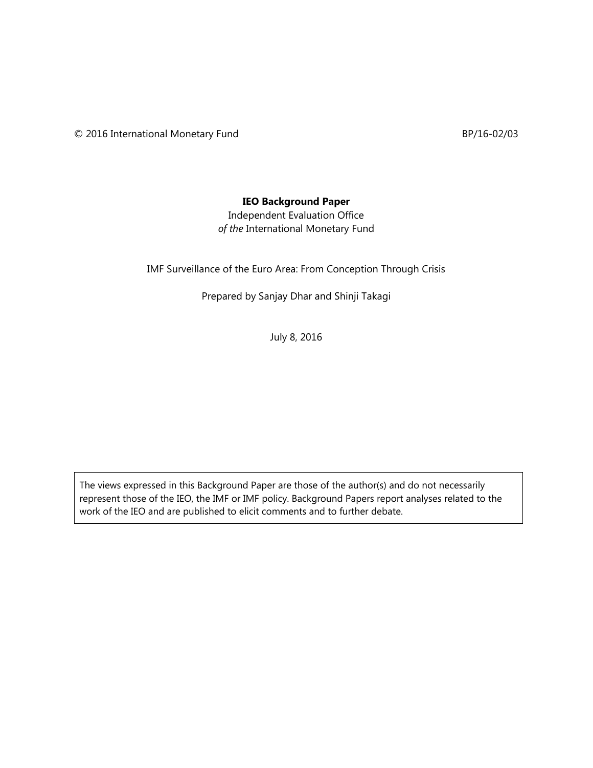© 2016 International Monetary Fund BP/16-02/03

**IEO Background Paper**

Independent Evaluation Office
*of the* International Monetary Fund

IMF Surveillance of the Euro Area: From Conception Through Crisis

Prepared by Sanjay Dhar and Shinji Takagi

July 8, 2016

The views expressed in this Background Paper are those of the author(s) and do not necessarily represent those of the IEO, the IMF or IMF policy. Background Papers report analyses related to the work of the IEO and are published to elicit comments and to further debate.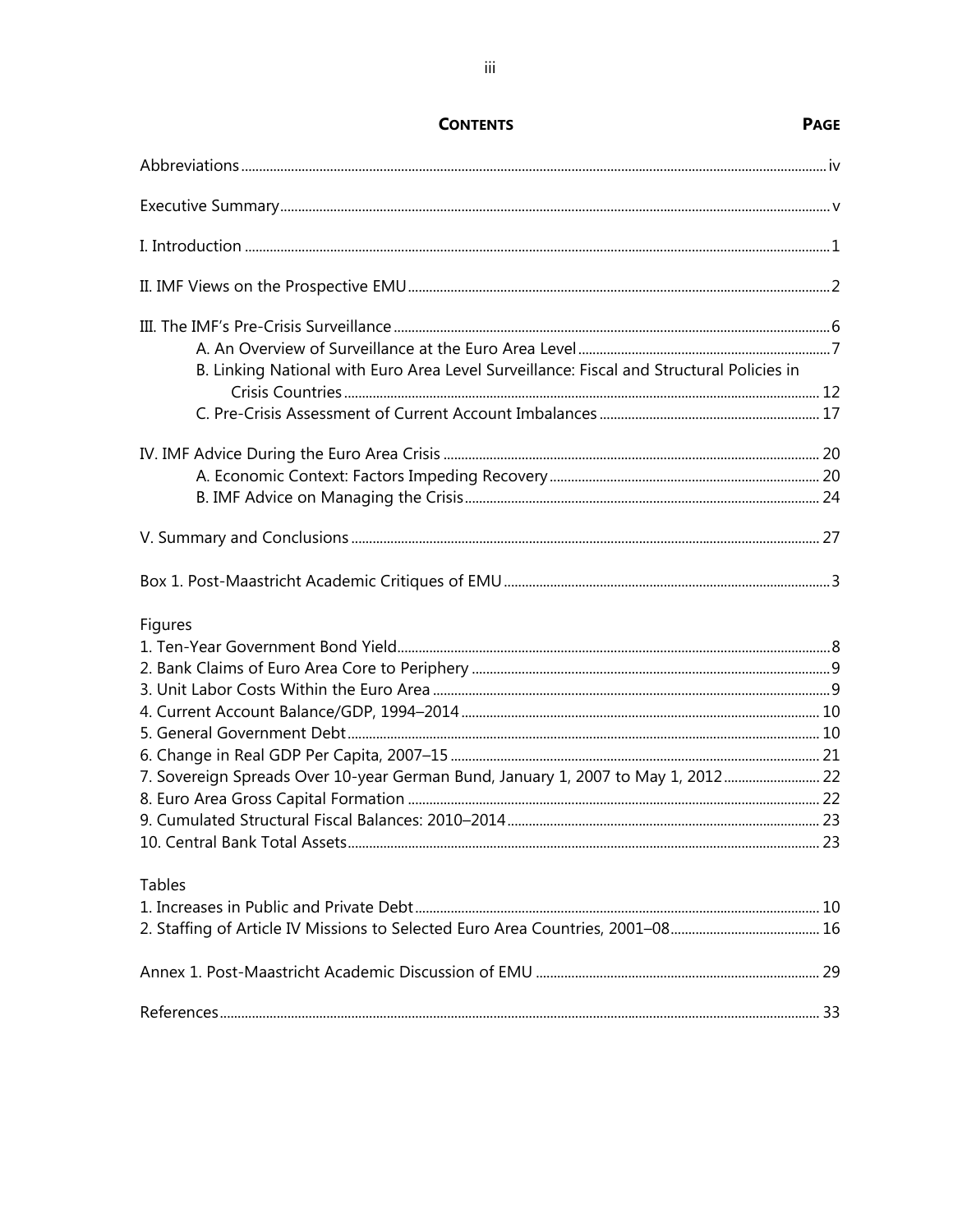# CONTENTS

**PAGE**

Abbreviations .......... iv

Executive Summary .......... v

I. Introduction .......... 1

II. IMF Views on the Prospective EMU .......... 2

III. The IMF's Pre-Crisis Surveillance .......... 6
- A. An Overview of Surveillance at the Euro Area Level .......... 7
- B. Linking National with Euro Area Level Surveillance: Fiscal and Structural Policies in Crisis Countries .......... 12
- C. Pre-Crisis Assessment of Current Account Imbalances .......... 17

IV. IMF Advice During the Euro Area Crisis .......... 20
- A. Economic Context: Factors Impeding Recovery .......... 20
- B. IMF Advice on Managing the Crisis .......... 24

V. Summary and Conclusions .......... 27

Box 1. Post-Maastricht Academic Critiques of EMU .......... 3

Figures

1. Ten-Year Government Bond Yield .......... 8
2. Bank Claims of Euro Area Core to Periphery .......... 9
3. Unit Labor Costs Within the Euro Area .......... 9
4. Current Account Balance/GDP, 1994–2014 .......... 10
5. General Government Debt .......... 10
6. Change in Real GDP Per Capita, 2007–15 .......... 21
7. Sovereign Spreads Over 10-year German Bund, January 1, 2007 to May 1, 2012 .......... 22
8. Euro Area Gross Capital Formation .......... 22
9. Cumulated Structural Fiscal Balances: 2010–2014 .......... 23
10. Central Bank Total Assets .......... 23

Tables

1. Increases in Public and Private Debt .......... 10
2. Staffing of Article IV Missions to Selected Euro Area Countries, 2001–08 .......... 16

Annex 1. Post-Maastricht Academic Discussion of EMU .......... 29

References .......... 33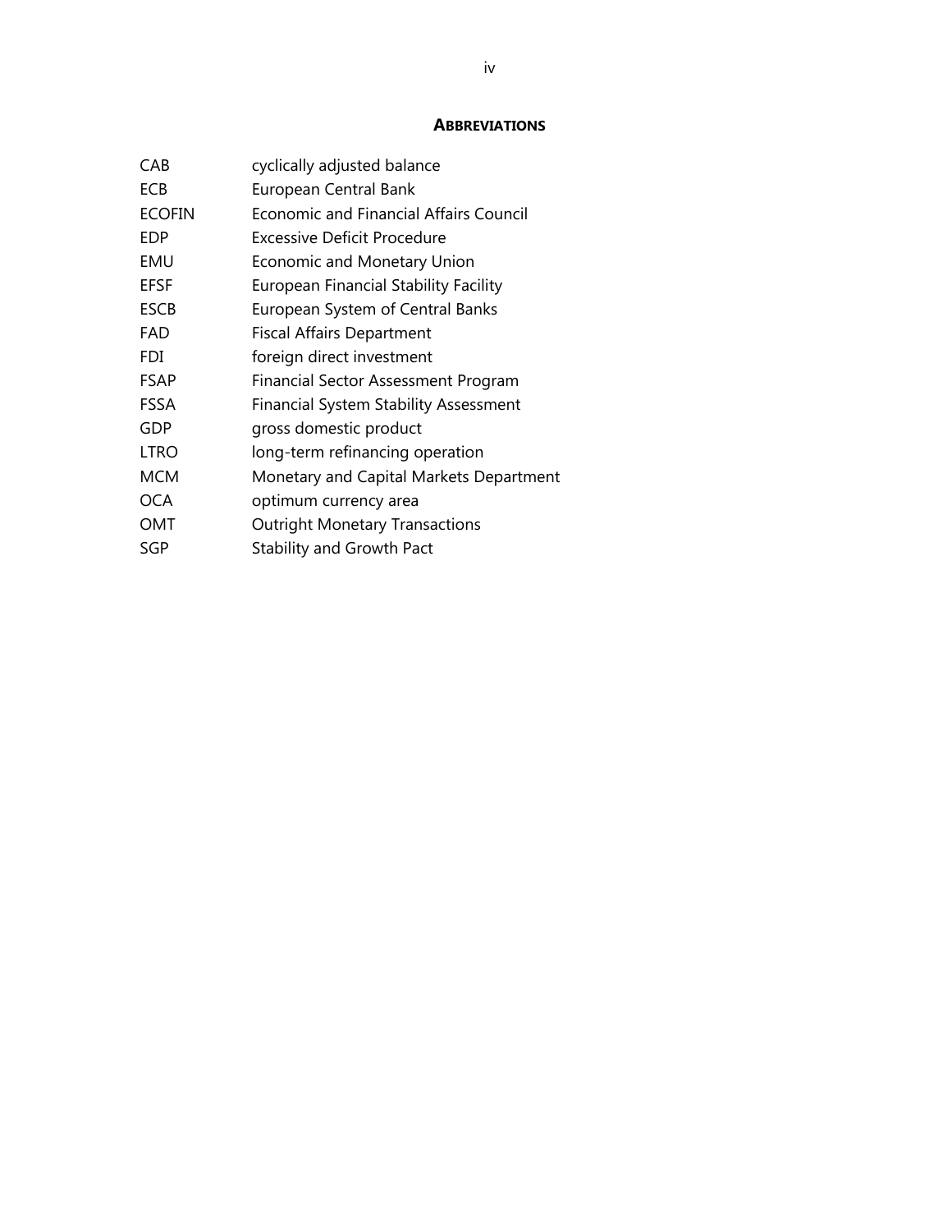## ABBREVIATIONS

| | |
|---|---|
| CAB | cyclically adjusted balance |
| ECB | European Central Bank |
| ECOFIN | Economic and Financial Affairs Council |
| EDP | Excessive Deficit Procedure |
| EMU | Economic and Monetary Union |
| EFSF | European Financial Stability Facility |
| ESCB | European System of Central Banks |
| FAD | Fiscal Affairs Department |
| FDI | foreign direct investment |
| FSAP | Financial Sector Assessment Program |
| FSSA | Financial System Stability Assessment |
| GDP | gross domestic product |
| LTRO | long-term refinancing operation |
| MCM | Monetary and Capital Markets Department |
| OCA | optimum currency area |
| OMT | Outright Monetary Transactions |
| SGP | Stability and Growth Pact |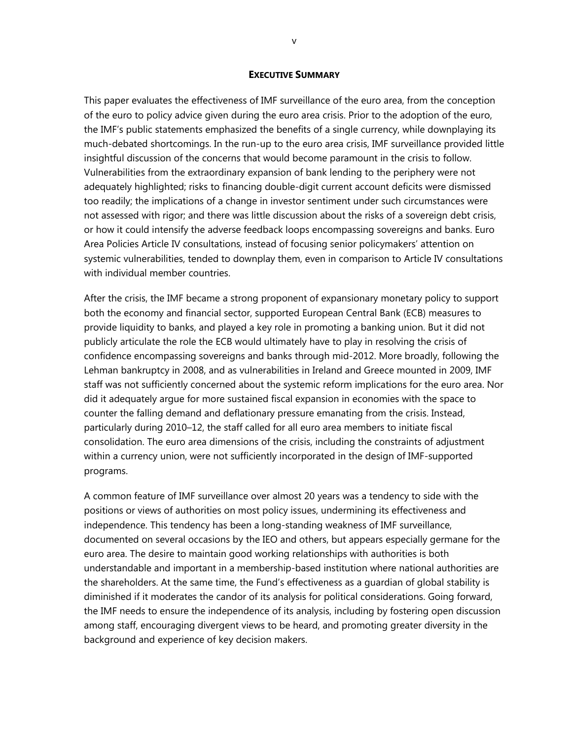## EXECUTIVE SUMMARY

This paper evaluates the effectiveness of IMF surveillance of the euro area, from the conception of the euro to policy advice given during the euro area crisis. Prior to the adoption of the euro, the IMF's public statements emphasized the benefits of a single currency, while downplaying its much-debated shortcomings. In the run-up to the euro area crisis, IMF surveillance provided little insightful discussion of the concerns that would become paramount in the crisis to follow. Vulnerabilities from the extraordinary expansion of bank lending to the periphery were not adequately highlighted; risks to financing double-digit current account deficits were dismissed too readily; the implications of a change in investor sentiment under such circumstances were not assessed with rigor; and there was little discussion about the risks of a sovereign debt crisis, or how it could intensify the adverse feedback loops encompassing sovereigns and banks. Euro Area Policies Article IV consultations, instead of focusing senior policymakers' attention on systemic vulnerabilities, tended to downplay them, even in comparison to Article IV consultations with individual member countries.

After the crisis, the IMF became a strong proponent of expansionary monetary policy to support both the economy and financial sector, supported European Central Bank (ECB) measures to provide liquidity to banks, and played a key role in promoting a banking union. But it did not publicly articulate the role the ECB would ultimately have to play in resolving the crisis of confidence encompassing sovereigns and banks through mid-2012. More broadly, following the Lehman bankruptcy in 2008, and as vulnerabilities in Ireland and Greece mounted in 2009, IMF staff was not sufficiently concerned about the systemic reform implications for the euro area. Nor did it adequately argue for more sustained fiscal expansion in economies with the space to counter the falling demand and deflationary pressure emanating from the crisis. Instead, particularly during 2010–12, the staff called for all euro area members to initiate fiscal consolidation. The euro area dimensions of the crisis, including the constraints of adjustment within a currency union, were not sufficiently incorporated in the design of IMF-supported programs.

A common feature of IMF surveillance over almost 20 years was a tendency to side with the positions or views of authorities on most policy issues, undermining its effectiveness and independence. This tendency has been a long-standing weakness of IMF surveillance, documented on several occasions by the IEO and others, but appears especially germane for the euro area. The desire to maintain good working relationships with authorities is both understandable and important in a membership-based institution where national authorities are the shareholders. At the same time, the Fund's effectiveness as a guardian of global stability is diminished if it moderates the candor of its analysis for political considerations. Going forward, the IMF needs to ensure the independence of its analysis, including by fostering open discussion among staff, encouraging divergent views to be heard, and promoting greater diversity in the background and experience of key decision makers.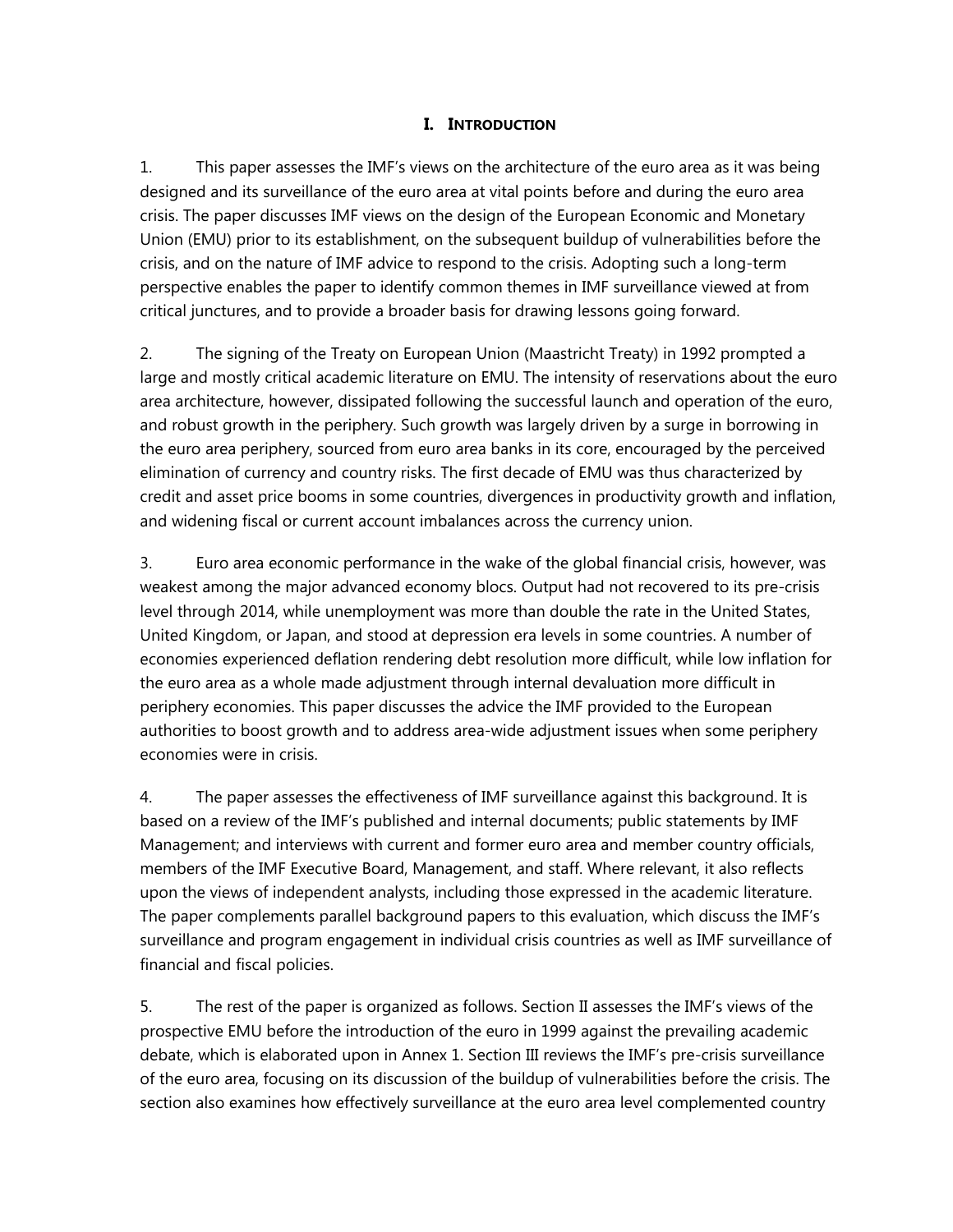# I. INTRODUCTION

1. This paper assesses the IMF's views on the architecture of the euro area as it was being designed and its surveillance of the euro area at vital points before and during the euro area crisis. The paper discusses IMF views on the design of the European Economic and Monetary Union (EMU) prior to its establishment, on the subsequent buildup of vulnerabilities before the crisis, and on the nature of IMF advice to respond to the crisis. Adopting such a long-term perspective enables the paper to identify common themes in IMF surveillance viewed at from critical junctures, and to provide a broader basis for drawing lessons going forward.

2. The signing of the Treaty on European Union (Maastricht Treaty) in 1992 prompted a large and mostly critical academic literature on EMU. The intensity of reservations about the euro area architecture, however, dissipated following the successful launch and operation of the euro, and robust growth in the periphery. Such growth was largely driven by a surge in borrowing in the euro area periphery, sourced from euro area banks in its core, encouraged by the perceived elimination of currency and country risks. The first decade of EMU was thus characterized by credit and asset price booms in some countries, divergences in productivity growth and inflation, and widening fiscal or current account imbalances across the currency union.

3. Euro area economic performance in the wake of the global financial crisis, however, was weakest among the major advanced economy blocs. Output had not recovered to its pre-crisis level through 2014, while unemployment was more than double the rate in the United States, United Kingdom, or Japan, and stood at depression era levels in some countries. A number of economies experienced deflation rendering debt resolution more difficult, while low inflation for the euro area as a whole made adjustment through internal devaluation more difficult in periphery economies. This paper discusses the advice the IMF provided to the European authorities to boost growth and to address area-wide adjustment issues when some periphery economies were in crisis.

4. The paper assesses the effectiveness of IMF surveillance against this background. It is based on a review of the IMF's published and internal documents; public statements by IMF Management; and interviews with current and former euro area and member country officials, members of the IMF Executive Board, Management, and staff. Where relevant, it also reflects upon the views of independent analysts, including those expressed in the academic literature. The paper complements parallel background papers to this evaluation, which discuss the IMF's surveillance and program engagement in individual crisis countries as well as IMF surveillance of financial and fiscal policies.

5. The rest of the paper is organized as follows. Section II assesses the IMF's views of the prospective EMU before the introduction of the euro in 1999 against the prevailing academic debate, which is elaborated upon in Annex 1. Section III reviews the IMF's pre-crisis surveillance of the euro area, focusing on its discussion of the buildup of vulnerabilities before the crisis. The section also examines how effectively surveillance at the euro area level complemented country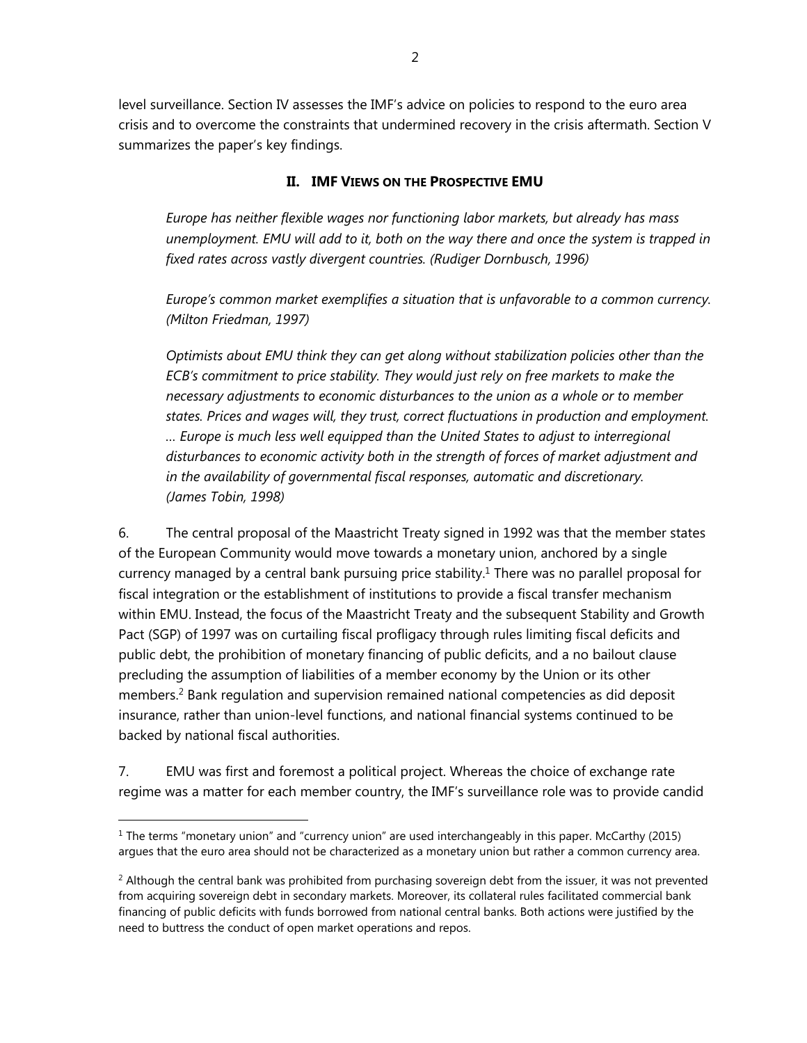level surveillance. Section IV assesses the IMF's advice on policies to respond to the euro area crisis and to overcome the constraints that undermined recovery in the crisis aftermath. Section V summarizes the paper's key findings.

## II. IMF Views on the Prospective EMU

*Europe has neither flexible wages nor functioning labor markets, but already has mass unemployment. EMU will add to it, both on the way there and once the system is trapped in fixed rates across vastly divergent countries. (Rudiger Dornbusch, 1996)*

*Europe's common market exemplifies a situation that is unfavorable to a common currency. (Milton Friedman, 1997)*

*Optimists about EMU think they can get along without stabilization policies other than the ECB's commitment to price stability. They would just rely on free markets to make the necessary adjustments to economic disturbances to the union as a whole or to member states. Prices and wages will, they trust, correct fluctuations in production and employment. … Europe is much less well equipped than the United States to adjust to interregional disturbances to economic activity both in the strength of forces of market adjustment and in the availability of governmental fiscal responses, automatic and discretionary. (James Tobin, 1998)*

6. The central proposal of the Maastricht Treaty signed in 1992 was that the member states of the European Community would move towards a monetary union, anchored by a single currency managed by a central bank pursuing price stability.[1] There was no parallel proposal for fiscal integration or the establishment of institutions to provide a fiscal transfer mechanism within EMU. Instead, the focus of the Maastricht Treaty and the subsequent Stability and Growth Pact (SGP) of 1997 was on curtailing fiscal profligacy through rules limiting fiscal deficits and public debt, the prohibition of monetary financing of public deficits, and a no bailout clause precluding the assumption of liabilities of a member economy by the Union or its other members.[2] Bank regulation and supervision remained national competencies as did deposit insurance, rather than union-level functions, and national financial systems continued to be backed by national fiscal authorities.

7. EMU was first and foremost a political project. Whereas the choice of exchange rate regime was a matter for each member country, the IMF's surveillance role was to provide candid

---

[1] The terms "monetary union" and "currency union" are used interchangeably in this paper. McCarthy (2015) argues that the euro area should not be characterized as a monetary union but rather a common currency area.

[2] Although the central bank was prohibited from purchasing sovereign debt from the issuer, it was not prevented from acquiring sovereign debt in secondary markets. Moreover, its collateral rules facilitated commercial bank financing of public deficits with funds borrowed from national central banks. Both actions were justified by the need to buttress the conduct of open market operations and repos.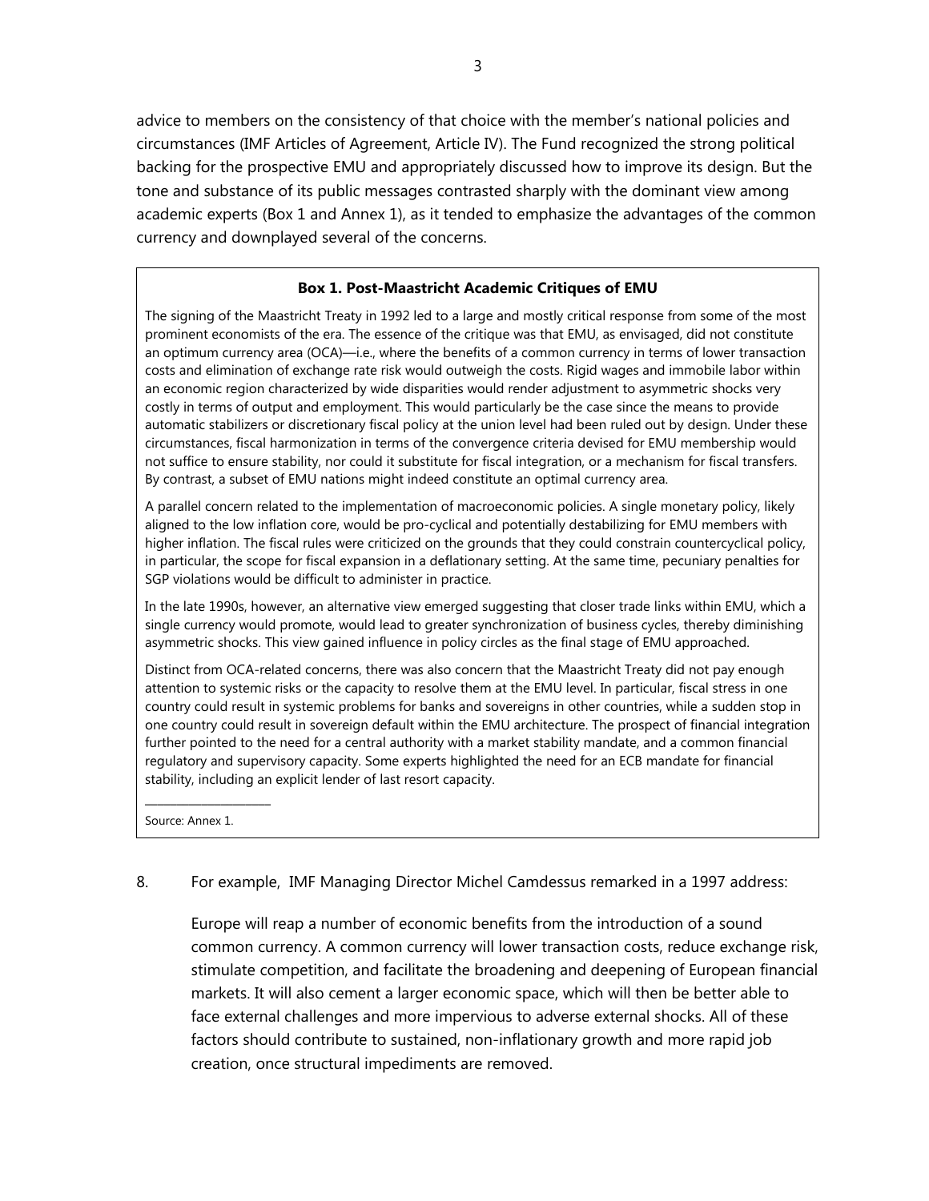advice to members on the consistency of that choice with the member's national policies and circumstances (IMF Articles of Agreement, Article IV). The Fund recognized the strong political backing for the prospective EMU and appropriately discussed how to improve its design. But the tone and substance of its public messages contrasted sharply with the dominant view among academic experts (Box 1 and Annex 1), as it tended to emphasize the advantages of the common currency and downplayed several of the concerns.

> **Box 1. Post-Maastricht Academic Critiques of EMU**
>
> The signing of the Maastricht Treaty in 1992 led to a large and mostly critical response from some of the most prominent economists of the era. The essence of the critique was that EMU, as envisaged, did not constitute an optimum currency area (OCA)—i.e., where the benefits of a common currency in terms of lower transaction costs and elimination of exchange rate risk would outweigh the costs. Rigid wages and immobile labor within an economic region characterized by wide disparities would render adjustment to asymmetric shocks very costly in terms of output and employment. This would particularly be the case since the means to provide automatic stabilizers or discretionary fiscal policy at the union level had been ruled out by design. Under these circumstances, fiscal harmonization in terms of the convergence criteria devised for EMU membership would not suffice to ensure stability, nor could it substitute for fiscal integration, or a mechanism for fiscal transfers. By contrast, a subset of EMU nations might indeed constitute an optimal currency area.
>
> A parallel concern related to the implementation of macroeconomic policies. A single monetary policy, likely aligned to the low inflation core, would be pro-cyclical and potentially destabilizing for EMU members with higher inflation. The fiscal rules were criticized on the grounds that they could constrain countercyclical policy, in particular, the scope for fiscal expansion in a deflationary setting. At the same time, pecuniary penalties for SGP violations would be difficult to administer in practice.
>
> In the late 1990s, however, an alternative view emerged suggesting that closer trade links within EMU, which a single currency would promote, would lead to greater synchronization of business cycles, thereby diminishing asymmetric shocks. This view gained influence in policy circles as the final stage of EMU approached.
>
> Distinct from OCA-related concerns, there was also concern that the Maastricht Treaty did not pay enough attention to systemic risks or the capacity to resolve them at the EMU level. In particular, fiscal stress in one country could result in systemic problems for banks and sovereigns in other countries, while a sudden stop in one country could result in sovereign default within the EMU architecture. The prospect of financial integration further pointed to the need for a central authority with a market stability mandate, and a common financial regulatory and supervisory capacity. Some experts highlighted the need for an ECB mandate for financial stability, including an explicit lender of last resort capacity.
>
> Source: Annex 1.

8. For example, IMF Managing Director Michel Camdessus remarked in a 1997 address:

> Europe will reap a number of economic benefits from the introduction of a sound common currency. A common currency will lower transaction costs, reduce exchange risk, stimulate competition, and facilitate the broadening and deepening of European financial markets. It will also cement a larger economic space, which will then be better able to face external challenges and more impervious to adverse external shocks. All of these factors should contribute to sustained, non-inflationary growth and more rapid job creation, once structural impediments are removed.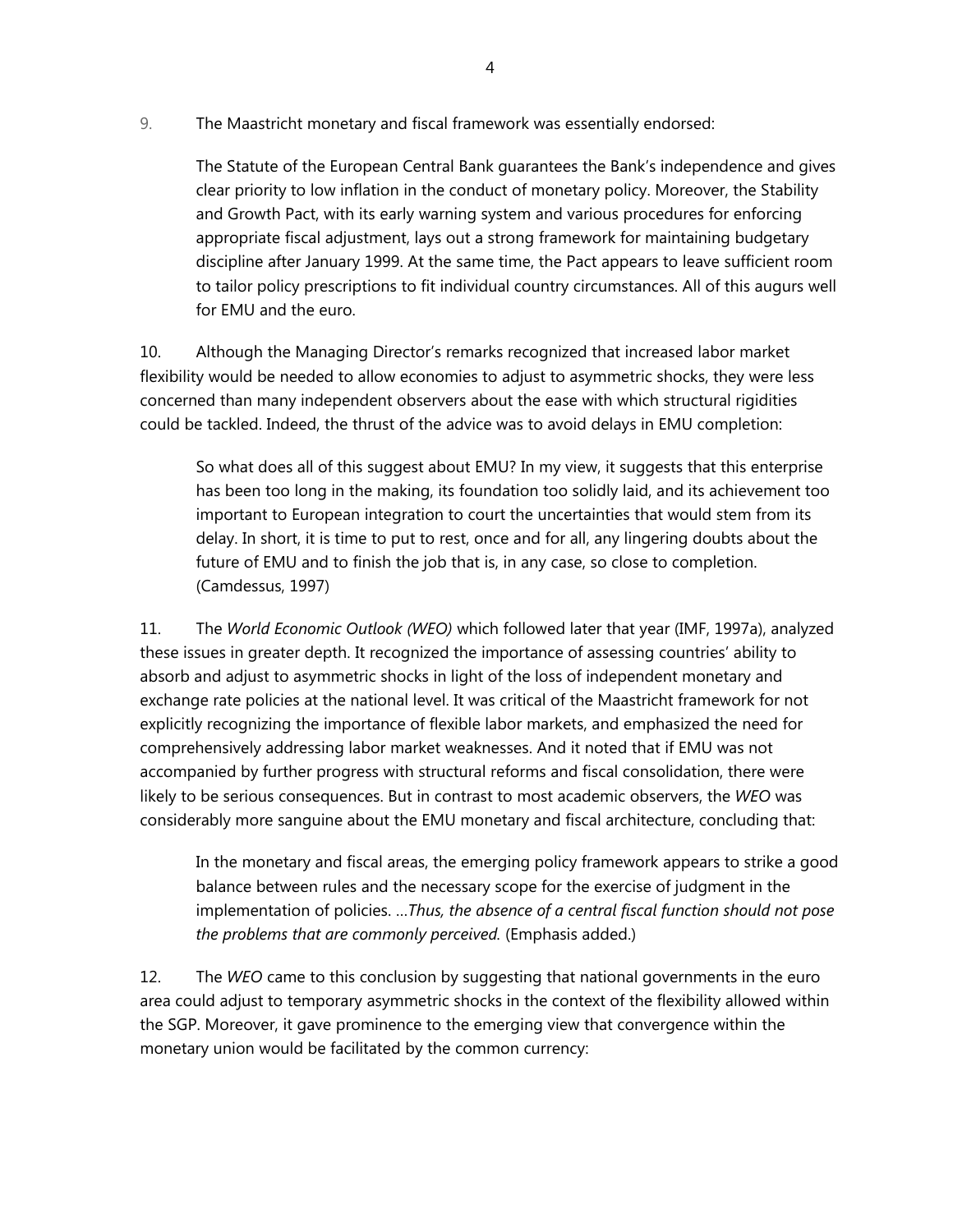9. The Maastricht monetary and fiscal framework was essentially endorsed:

> The Statute of the European Central Bank guarantees the Bank's independence and gives clear priority to low inflation in the conduct of monetary policy. Moreover, the Stability and Growth Pact, with its early warning system and various procedures for enforcing appropriate fiscal adjustment, lays out a strong framework for maintaining budgetary discipline after January 1999. At the same time, the Pact appears to leave sufficient room to tailor policy prescriptions to fit individual country circumstances. All of this augurs well for EMU and the euro.

10. Although the Managing Director's remarks recognized that increased labor market flexibility would be needed to allow economies to adjust to asymmetric shocks, they were less concerned than many independent observers about the ease with which structural rigidities could be tackled. Indeed, the thrust of the advice was to avoid delays in EMU completion:

> So what does all of this suggest about EMU? In my view, it suggests that this enterprise has been too long in the making, its foundation too solidly laid, and its achievement too important to European integration to court the uncertainties that would stem from its delay. In short, it is time to put to rest, once and for all, any lingering doubts about the future of EMU and to finish the job that is, in any case, so close to completion. (Camdessus, 1997)

11. The *World Economic Outlook (WEO)* which followed later that year (IMF, 1997a), analyzed these issues in greater depth. It recognized the importance of assessing countries' ability to absorb and adjust to asymmetric shocks in light of the loss of independent monetary and exchange rate policies at the national level. It was critical of the Maastricht framework for not explicitly recognizing the importance of flexible labor markets, and emphasized the need for comprehensively addressing labor market weaknesses. And it noted that if EMU was not accompanied by further progress with structural reforms and fiscal consolidation, there were likely to be serious consequences. But in contrast to most academic observers, the *WEO* was considerably more sanguine about the EMU monetary and fiscal architecture, concluding that:

> In the monetary and fiscal areas, the emerging policy framework appears to strike a good balance between rules and the necessary scope for the exercise of judgment in the implementation of policies. …*Thus, the absence of a central fiscal function should not pose the problems that are commonly perceived.* (Emphasis added.)

12. The *WEO* came to this conclusion by suggesting that national governments in the euro area could adjust to temporary asymmetric shocks in the context of the flexibility allowed within the SGP. Moreover, it gave prominence to the emerging view that convergence within the monetary union would be facilitated by the common currency: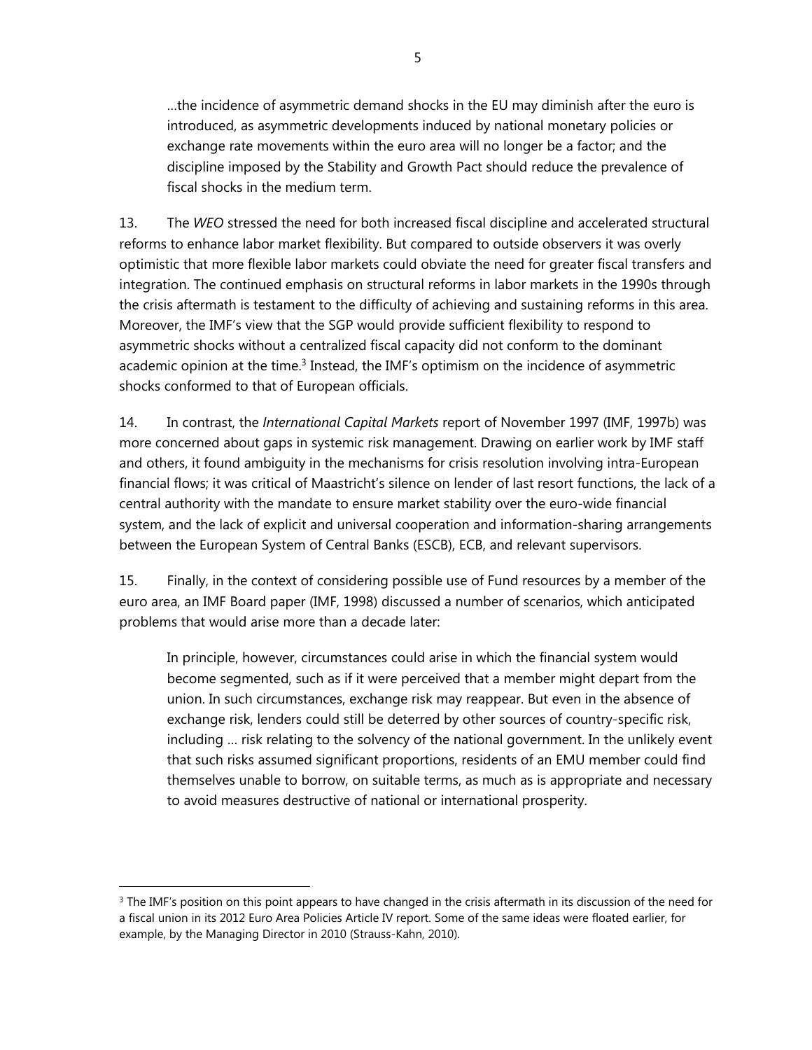> …the incidence of asymmetric demand shocks in the EU may diminish after the euro is introduced, as asymmetric developments induced by national monetary policies or exchange rate movements within the euro area will no longer be a factor; and the discipline imposed by the Stability and Growth Pact should reduce the prevalence of fiscal shocks in the medium term.

13. The *WEO* stressed the need for both increased fiscal discipline and accelerated structural reforms to enhance labor market flexibility. But compared to outside observers it was overly optimistic that more flexible labor markets could obviate the need for greater fiscal transfers and integration. The continued emphasis on structural reforms in labor markets in the 1990s through the crisis aftermath is testament to the difficulty of achieving and sustaining reforms in this area. Moreover, the IMF's view that the SGP would provide sufficient flexibility to respond to asymmetric shocks without a centralized fiscal capacity did not conform to the dominant academic opinion at the time.[3] Instead, the IMF's optimism on the incidence of asymmetric shocks conformed to that of European officials.

14. In contrast, the *International Capital Markets* report of November 1997 (IMF, 1997b) was more concerned about gaps in systemic risk management. Drawing on earlier work by IMF staff and others, it found ambiguity in the mechanisms for crisis resolution involving intra-European financial flows; it was critical of Maastricht's silence on lender of last resort functions, the lack of a central authority with the mandate to ensure market stability over the euro-wide financial system, and the lack of explicit and universal cooperation and information-sharing arrangements between the European System of Central Banks (ESCB), ECB, and relevant supervisors.

15. Finally, in the context of considering possible use of Fund resources by a member of the euro area, an IMF Board paper (IMF, 1998) discussed a number of scenarios, which anticipated problems that would arise more than a decade later:

> In principle, however, circumstances could arise in which the financial system would become segmented, such as if it were perceived that a member might depart from the union. In such circumstances, exchange risk may reappear. But even in the absence of exchange risk, lenders could still be deterred by other sources of country-specific risk, including … risk relating to the solvency of the national government. In the unlikely event that such risks assumed significant proportions, residents of an EMU member could find themselves unable to borrow, on suitable terms, as much as is appropriate and necessary to avoid measures destructive of national or international prosperity.

---

[3] The IMF's position on this point appears to have changed in the crisis aftermath in its discussion of the need for a fiscal union in its 2012 Euro Area Policies Article IV report. Some of the same ideas were floated earlier, for example, by the Managing Director in 2010 (Strauss-Kahn, 2010).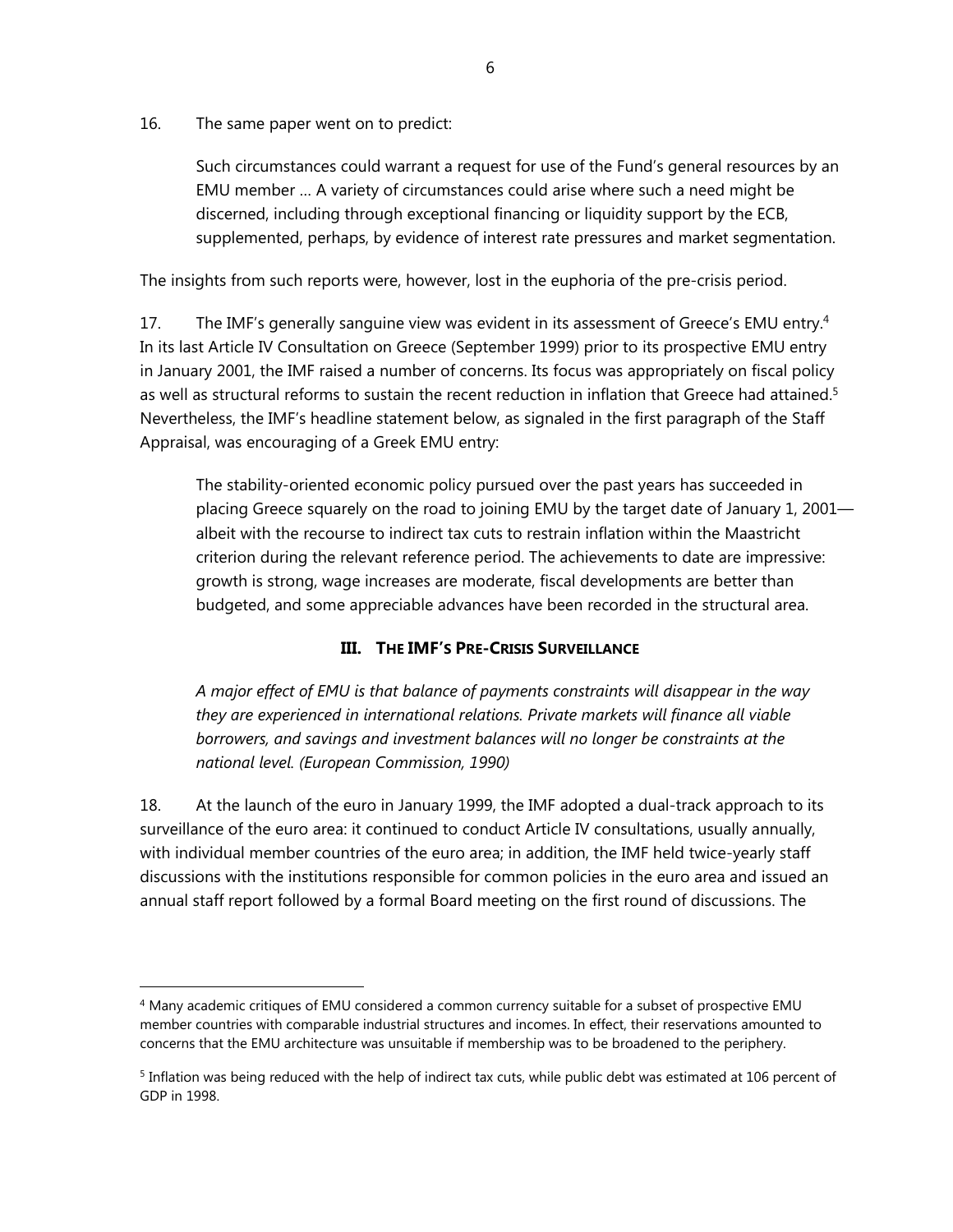16. The same paper went on to predict:

> Such circumstances could warrant a request for use of the Fund's general resources by an EMU member … A variety of circumstances could arise where such a need might be discerned, including through exceptional financing or liquidity support by the ECB, supplemented, perhaps, by evidence of interest rate pressures and market segmentation.

The insights from such reports were, however, lost in the euphoria of the pre-crisis period.

17. The IMF's generally sanguine view was evident in its assessment of Greece's EMU entry.[4] In its last Article IV Consultation on Greece (September 1999) prior to its prospective EMU entry in January 2001, the IMF raised a number of concerns. Its focus was appropriately on fiscal policy as well as structural reforms to sustain the recent reduction in inflation that Greece had attained.[5] Nevertheless, the IMF's headline statement below, as signaled in the first paragraph of the Staff Appraisal, was encouraging of a Greek EMU entry:

> The stability-oriented economic policy pursued over the past years has succeeded in placing Greece squarely on the road to joining EMU by the target date of January 1, 2001—albeit with the recourse to indirect tax cuts to restrain inflation within the Maastricht criterion during the relevant reference period. The achievements to date are impressive: growth is strong, wage increases are moderate, fiscal developments are better than budgeted, and some appreciable advances have been recorded in the structural area.

## III. The IMF's Pre-Crisis Surveillance

> *A major effect of EMU is that balance of payments constraints will disappear in the way they are experienced in international relations. Private markets will finance all viable borrowers, and savings and investment balances will no longer be constraints at the national level. (European Commission, 1990)*

18. At the launch of the euro in January 1999, the IMF adopted a dual-track approach to its surveillance of the euro area: it continued to conduct Article IV consultations, usually annually, with individual member countries of the euro area; in addition, the IMF held twice-yearly staff discussions with the institutions responsible for common policies in the euro area and issued an annual staff report followed by a formal Board meeting on the first round of discussions. The

---

[4] Many academic critiques of EMU considered a common currency suitable for a subset of prospective EMU member countries with comparable industrial structures and incomes. In effect, their reservations amounted to concerns that the EMU architecture was unsuitable if membership was to be broadened to the periphery.

[5] Inflation was being reduced with the help of indirect tax cuts, while public debt was estimated at 106 percent of GDP in 1998.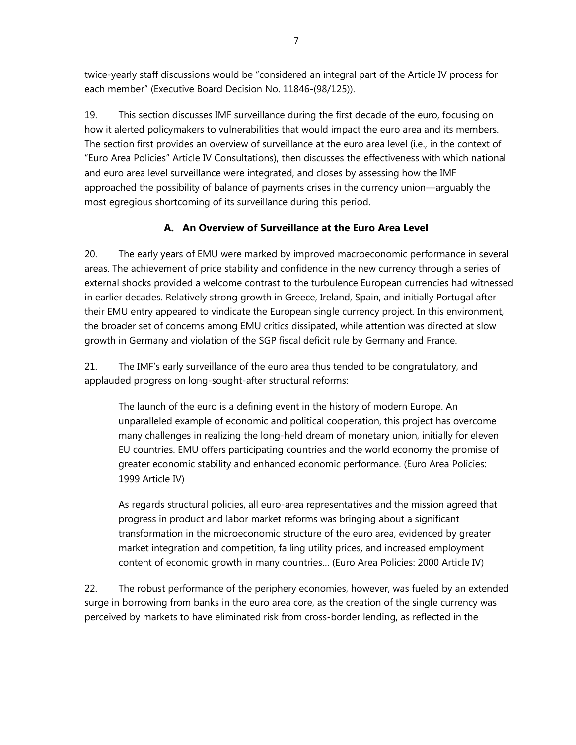twice-yearly staff discussions would be "considered an integral part of the Article IV process for each member" (Executive Board Decision No. 11846-(98/125)).

19. This section discusses IMF surveillance during the first decade of the euro, focusing on how it alerted policymakers to vulnerabilities that would impact the euro area and its members. The section first provides an overview of surveillance at the euro area level (i.e., in the context of "Euro Area Policies" Article IV Consultations), then discusses the effectiveness with which national and euro area level surveillance were integrated, and closes by assessing how the IMF approached the possibility of balance of payments crises in the currency union—arguably the most egregious shortcoming of its surveillance during this period.

### A. An Overview of Surveillance at the Euro Area Level

20. The early years of EMU were marked by improved macroeconomic performance in several areas. The achievement of price stability and confidence in the new currency through a series of external shocks provided a welcome contrast to the turbulence European currencies had witnessed in earlier decades. Relatively strong growth in Greece, Ireland, Spain, and initially Portugal after their EMU entry appeared to vindicate the European single currency project. In this environment, the broader set of concerns among EMU critics dissipated, while attention was directed at slow growth in Germany and violation of the SGP fiscal deficit rule by Germany and France.

21. The IMF's early surveillance of the euro area thus tended to be congratulatory, and applauded progress on long-sought-after structural reforms:

> The launch of the euro is a defining event in the history of modern Europe. An unparalleled example of economic and political cooperation, this project has overcome many challenges in realizing the long-held dream of monetary union, initially for eleven EU countries. EMU offers participating countries and the world economy the promise of greater economic stability and enhanced economic performance. (Euro Area Policies: 1999 Article IV)

> As regards structural policies, all euro-area representatives and the mission agreed that progress in product and labor market reforms was bringing about a significant transformation in the microeconomic structure of the euro area, evidenced by greater market integration and competition, falling utility prices, and increased employment content of economic growth in many countries… (Euro Area Policies: 2000 Article IV)

22. The robust performance of the periphery economies, however, was fueled by an extended surge in borrowing from banks in the euro area core, as the creation of the single currency was perceived by markets to have eliminated risk from cross-border lending, as reflected in the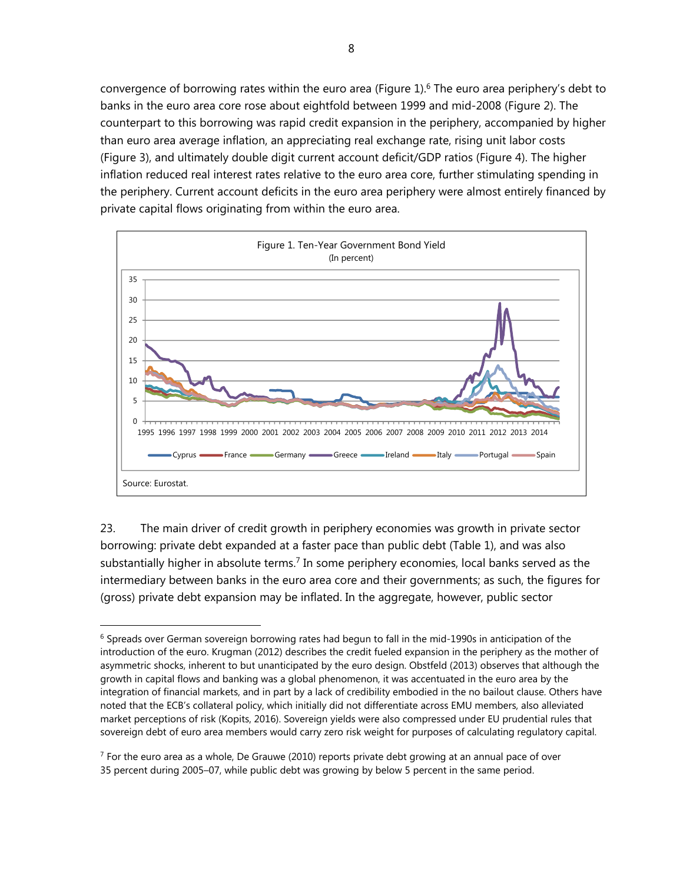convergence of borrowing rates within the euro area (Figure 1).[6] The euro area periphery's debt to banks in the euro area core rose about eightfold between 1999 and mid-2008 (Figure 2). The counterpart to this borrowing was rapid credit expansion in the periphery, accompanied by higher than euro area average inflation, an appreciating real exchange rate, rising unit labor costs (Figure 3), and ultimately double digit current account deficit/GDP ratios (Figure 4). The higher inflation reduced real interest rates relative to the euro area core, further stimulating spending in the periphery. Current account deficits in the euro area periphery were almost entirely financed by private capital flows originating from within the euro area.

Figure 1. Ten-Year Government Bond Yield
(In percent)

Source: Eurostat.

23. The main driver of credit growth in periphery economies was growth in private sector borrowing: private debt expanded at a faster pace than public debt (Table 1), and was also substantially higher in absolute terms.[7] In some periphery economies, local banks served as the intermediary between banks in the euro area core and their governments; as such, the figures for (gross) private debt expansion may be inflated. In the aggregate, however, public sector

---

[6] Spreads over German sovereign borrowing rates had begun to fall in the mid-1990s in anticipation of the introduction of the euro. Krugman (2012) describes the credit fueled expansion in the periphery as the mother of asymmetric shocks, inherent to but unanticipated by the euro design. Obstfeld (2013) observes that although the growth in capital flows and banking was a global phenomenon, it was accentuated in the euro area by the integration of financial markets, and in part by a lack of credibility embodied in the no bailout clause. Others have noted that the ECB's collateral policy, which initially did not differentiate across EMU members, also alleviated market perceptions of risk (Kopits, 2016). Sovereign yields were also compressed under EU prudential rules that sovereign debt of euro area members would carry zero risk weight for purposes of calculating regulatory capital.

[7] For the euro area as a whole, De Grauwe (2010) reports private debt growing at an annual pace of over 35 percent during 2005–07, while public debt was growing by below 5 percent in the same period.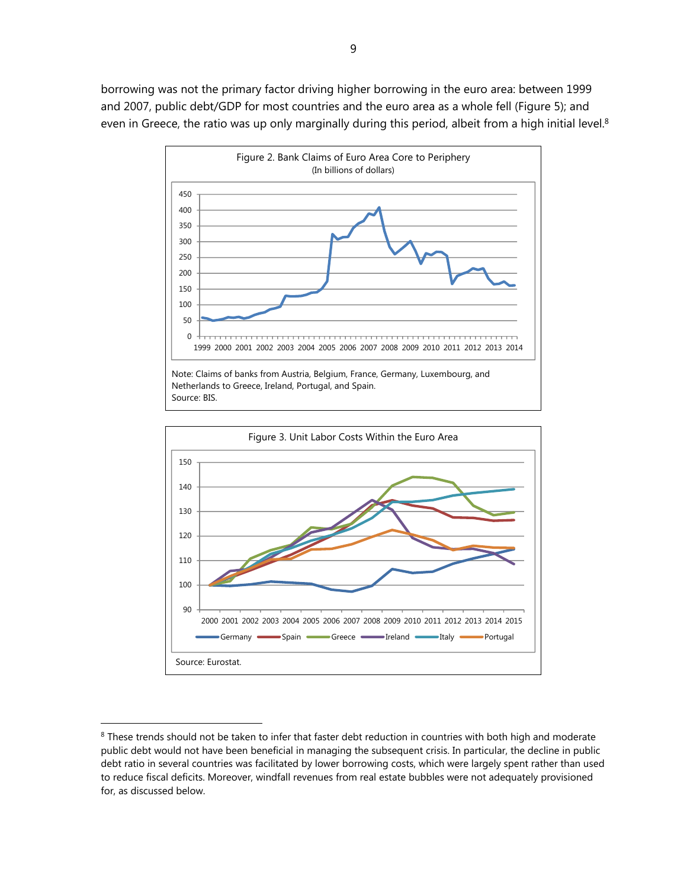borrowing was not the primary factor driving higher borrowing in the euro area: between 1999 and 2007, public debt/GDP for most countries and the euro area as a whole fell (Figure 5); and even in Greece, the ratio was up only marginally during this period, albeit from a high initial level.[8]

Figure 2. Bank Claims of Euro Area Core to Periphery
(In billions of dollars)

Note: Claims of banks from Austria, Belgium, France, Germany, Luxembourg, and Netherlands to Greece, Ireland, Portugal, and Spain.
Source: BIS.

Figure 3. Unit Labor Costs Within the Euro Area

Source: Eurostat.

[8] These trends should not be taken to infer that faster debt reduction in countries with both high and moderate public debt would not have been beneficial in managing the subsequent crisis. In particular, the decline in public debt ratio in several countries was facilitated by lower borrowing costs, which were largely spent rather than used to reduce fiscal deficits. Moreover, windfall revenues from real estate bubbles were not adequately provisioned for, as discussed below.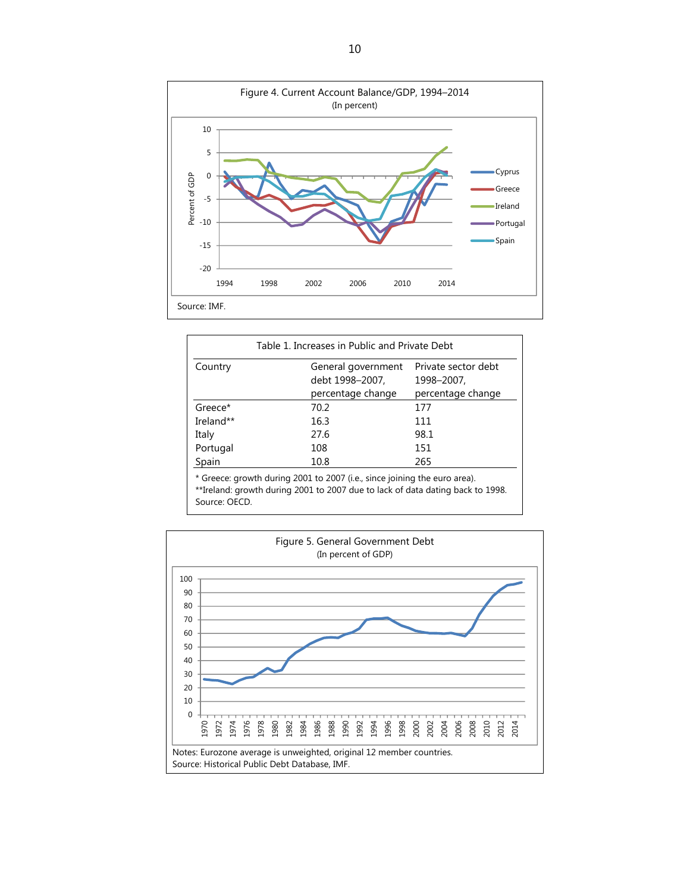Figure 4. Current Account Balance/GDP, 1994–2014

(In percent)

Source: IMF.

Table 1. Increases in Public and Private Debt

| Country | General government debt 1998–2007, percentage change | Private sector debt 1998–2007, percentage change |
|---|---|---|
| Greece* | 70.2 | 177 |
| Ireland** | 16.3 | 111 |
| Italy | 27.6 | 98.1 |
| Portugal | 108 | 151 |
| Spain | 10.8 | 265 |

* Greece: growth during 2001 to 2007 (i.e., since joining the euro area).
**Ireland: growth during 2001 to 2007 due to lack of data dating back to 1998.
Source: OECD.

Figure 5. General Government Debt

(In percent of GDP)

Notes: Eurozone average is unweighted, original 12 member countries.
Source: Historical Public Debt Database, IMF.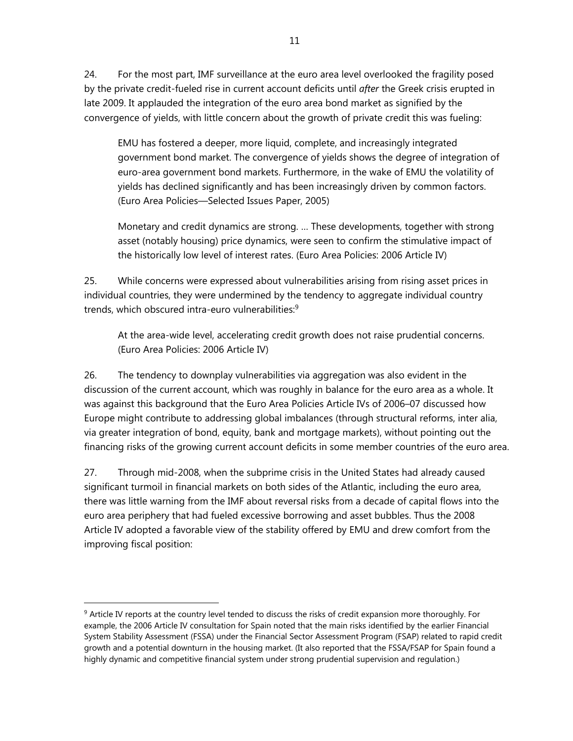24. For the most part, IMF surveillance at the euro area level overlooked the fragility posed by the private credit-fueled rise in current account deficits until *after* the Greek crisis erupted in late 2009. It applauded the integration of the euro area bond market as signified by the convergence of yields, with little concern about the growth of private credit this was fueling:

> EMU has fostered a deeper, more liquid, complete, and increasingly integrated government bond market. The convergence of yields shows the degree of integration of euro-area government bond markets. Furthermore, in the wake of EMU the volatility of yields has declined significantly and has been increasingly driven by common factors. (Euro Area Policies—Selected Issues Paper, 2005)

> Monetary and credit dynamics are strong. … These developments, together with strong asset (notably housing) price dynamics, were seen to confirm the stimulative impact of the historically low level of interest rates. (Euro Area Policies: 2006 Article IV)

25. While concerns were expressed about vulnerabilities arising from rising asset prices in individual countries, they were undermined by the tendency to aggregate individual country trends, which obscured intra-euro vulnerabilities:[9]

> At the area-wide level, accelerating credit growth does not raise prudential concerns. (Euro Area Policies: 2006 Article IV)

26. The tendency to downplay vulnerabilities via aggregation was also evident in the discussion of the current account, which was roughly in balance for the euro area as a whole. It was against this background that the Euro Area Policies Article IVs of 2006–07 discussed how Europe might contribute to addressing global imbalances (through structural reforms, inter alia, via greater integration of bond, equity, bank and mortgage markets), without pointing out the financing risks of the growing current account deficits in some member countries of the euro area.

27. Through mid-2008, when the subprime crisis in the United States had already caused significant turmoil in financial markets on both sides of the Atlantic, including the euro area, there was little warning from the IMF about reversal risks from a decade of capital flows into the euro area periphery that had fueled excessive borrowing and asset bubbles. Thus the 2008 Article IV adopted a favorable view of the stability offered by EMU and drew comfort from the improving fiscal position:

---

[9] Article IV reports at the country level tended to discuss the risks of credit expansion more thoroughly. For example, the 2006 Article IV consultation for Spain noted that the main risks identified by the earlier Financial System Stability Assessment (FSSA) under the Financial Sector Assessment Program (FSAP) related to rapid credit growth and a potential downturn in the housing market. (It also reported that the FSSA/FSAP for Spain found a highly dynamic and competitive financial system under strong prudential supervision and regulation.)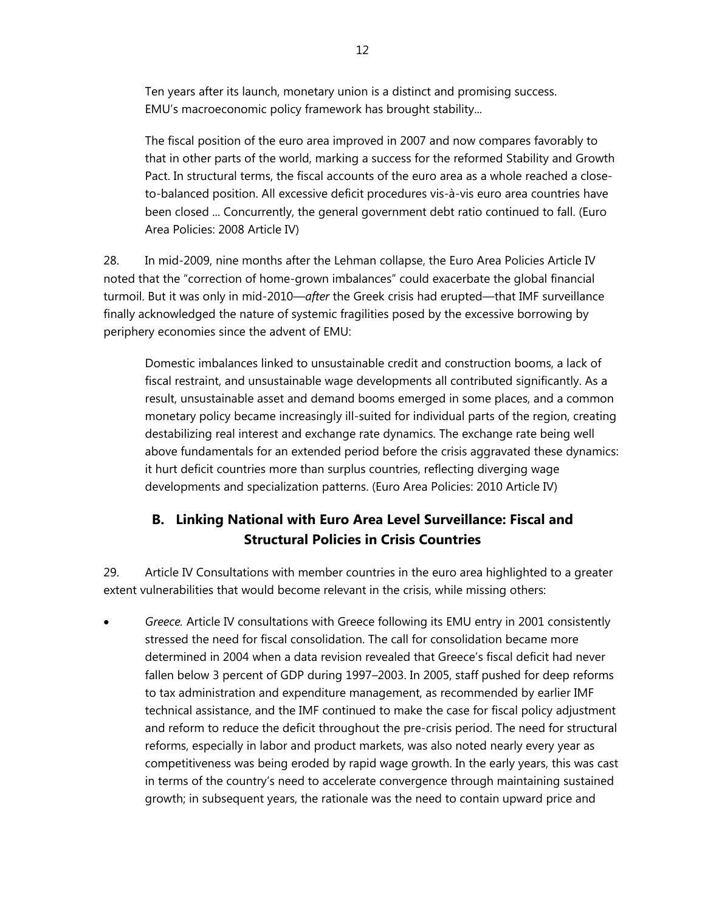> Ten years after its launch, monetary union is a distinct and promising success. EMU's macroeconomic policy framework has brought stability...
>
> The fiscal position of the euro area improved in 2007 and now compares favorably to that in other parts of the world, marking a success for the reformed Stability and Growth Pact. In structural terms, the fiscal accounts of the euro area as a whole reached a close-to-balanced position. All excessive deficit procedures vis-à-vis euro area countries have been closed ... Concurrently, the general government debt ratio continued to fall. (Euro Area Policies: 2008 Article IV)

28. In mid-2009, nine months after the Lehman collapse, the Euro Area Policies Article IV noted that the "correction of home-grown imbalances" could exacerbate the global financial turmoil. But it was only in mid-2010—*after* the Greek crisis had erupted—that IMF surveillance finally acknowledged the nature of systemic fragilities posed by the excessive borrowing by periphery economies since the advent of EMU:

> Domestic imbalances linked to unsustainable credit and construction booms, a lack of fiscal restraint, and unsustainable wage developments all contributed significantly. As a result, unsustainable asset and demand booms emerged in some places, and a common monetary policy became increasingly ill-suited for individual parts of the region, creating destabilizing real interest and exchange rate dynamics. The exchange rate being well above fundamentals for an extended period before the crisis aggravated these dynamics: it hurt deficit countries more than surplus countries, reflecting diverging wage developments and specialization patterns. (Euro Area Policies: 2010 Article IV)

## B. Linking National with Euro Area Level Surveillance: Fiscal and Structural Policies in Crisis Countries

29. Article IV Consultations with member countries in the euro area highlighted to a greater extent vulnerabilities that would become relevant in the crisis, while missing others:

- *Greece.* Article IV consultations with Greece following its EMU entry in 2001 consistently stressed the need for fiscal consolidation. The call for consolidation became more determined in 2004 when a data revision revealed that Greece's fiscal deficit had never fallen below 3 percent of GDP during 1997–2003. In 2005, staff pushed for deep reforms to tax administration and expenditure management, as recommended by earlier IMF technical assistance, and the IMF continued to make the case for fiscal policy adjustment and reform to reduce the deficit throughout the pre-crisis period. The need for structural reforms, especially in labor and product markets, was also noted nearly every year as competitiveness was being eroded by rapid wage growth. In the early years, this was cast in terms of the country's need to accelerate convergence through maintaining sustained growth; in subsequent years, the rationale was the need to contain upward price and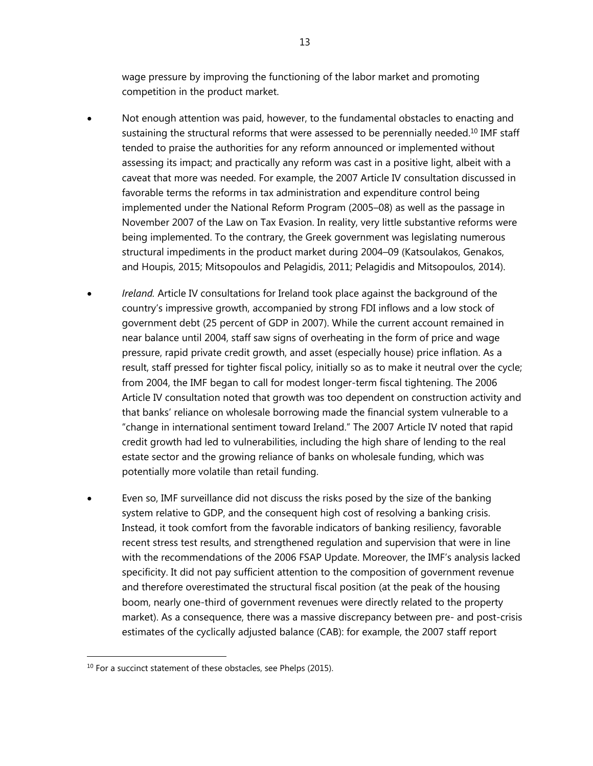wage pressure by improving the functioning of the labor market and promoting competition in the product market.

- Not enough attention was paid, however, to the fundamental obstacles to enacting and sustaining the structural reforms that were assessed to be perennially needed.[10] IMF staff tended to praise the authorities for any reform announced or implemented without assessing its impact; and practically any reform was cast in a positive light, albeit with a caveat that more was needed. For example, the 2007 Article IV consultation discussed in favorable terms the reforms in tax administration and expenditure control being implemented under the National Reform Program (2005–08) as well as the passage in November 2007 of the Law on Tax Evasion. In reality, very little substantive reforms were being implemented. To the contrary, the Greek government was legislating numerous structural impediments in the product market during 2004–09 (Katsoulakos, Genakos, and Houpis, 2015; Mitsopoulos and Pelagidis, 2011; Pelagidis and Mitsopoulos, 2014).

- *Ireland.* Article IV consultations for Ireland took place against the background of the country's impressive growth, accompanied by strong FDI inflows and a low stock of government debt (25 percent of GDP in 2007). While the current account remained in near balance until 2004, staff saw signs of overheating in the form of price and wage pressure, rapid private credit growth, and asset (especially house) price inflation. As a result, staff pressed for tighter fiscal policy, initially so as to make it neutral over the cycle; from 2004, the IMF began to call for modest longer-term fiscal tightening. The 2006 Article IV consultation noted that growth was too dependent on construction activity and that banks' reliance on wholesale borrowing made the financial system vulnerable to a "change in international sentiment toward Ireland." The 2007 Article IV noted that rapid credit growth had led to vulnerabilities, including the high share of lending to the real estate sector and the growing reliance of banks on wholesale funding, which was potentially more volatile than retail funding.

- Even so, IMF surveillance did not discuss the risks posed by the size of the banking system relative to GDP, and the consequent high cost of resolving a banking crisis. Instead, it took comfort from the favorable indicators of banking resiliency, favorable recent stress test results, and strengthened regulation and supervision that were in line with the recommendations of the 2006 FSAP Update. Moreover, the IMF's analysis lacked specificity. It did not pay sufficient attention to the composition of government revenue and therefore overestimated the structural fiscal position (at the peak of the housing boom, nearly one-third of government revenues were directly related to the property market). As a consequence, there was a massive discrepancy between pre- and post-crisis estimates of the cyclically adjusted balance (CAB): for example, the 2007 staff report

[10] For a succinct statement of these obstacles, see Phelps (2015).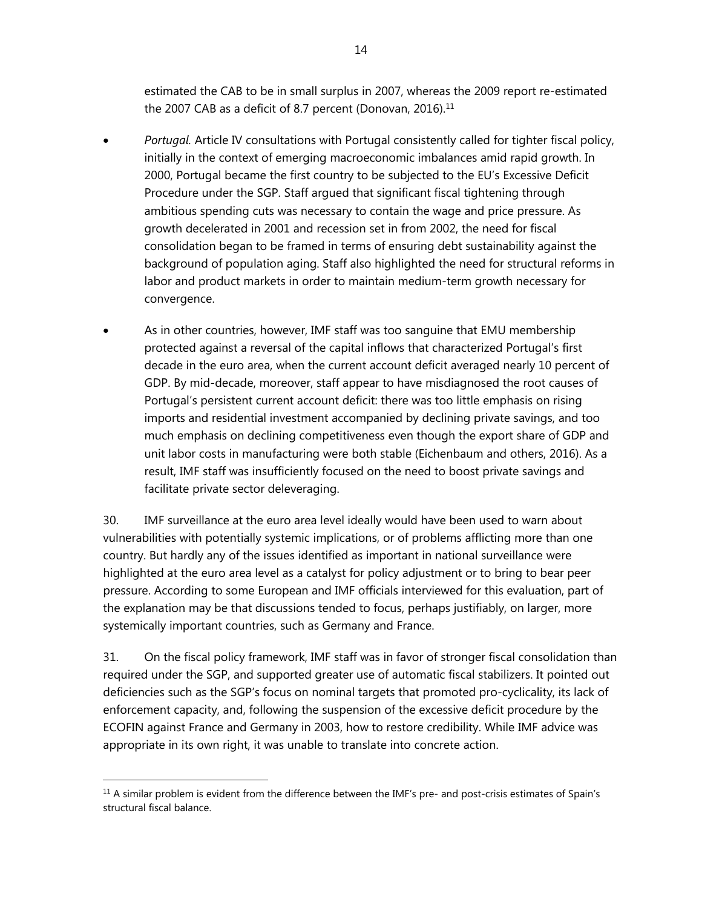estimated the CAB to be in small surplus in 2007, whereas the 2009 report re-estimated the 2007 CAB as a deficit of 8.7 percent (Donovan, 2016).[11]

- *Portugal*. Article IV consultations with Portugal consistently called for tighter fiscal policy, initially in the context of emerging macroeconomic imbalances amid rapid growth. In 2000, Portugal became the first country to be subjected to the EU's Excessive Deficit Procedure under the SGP. Staff argued that significant fiscal tightening through ambitious spending cuts was necessary to contain the wage and price pressure. As growth decelerated in 2001 and recession set in from 2002, the need for fiscal consolidation began to be framed in terms of ensuring debt sustainability against the background of population aging. Staff also highlighted the need for structural reforms in labor and product markets in order to maintain medium-term growth necessary for convergence.

- As in other countries, however, IMF staff was too sanguine that EMU membership protected against a reversal of the capital inflows that characterized Portugal's first decade in the euro area, when the current account deficit averaged nearly 10 percent of GDP. By mid-decade, moreover, staff appear to have misdiagnosed the root causes of Portugal's persistent current account deficit: there was too little emphasis on rising imports and residential investment accompanied by declining private savings, and too much emphasis on declining competitiveness even though the export share of GDP and unit labor costs in manufacturing were both stable (Eichenbaum and others, 2016). As a result, IMF staff was insufficiently focused on the need to boost private savings and facilitate private sector deleveraging.

30. IMF surveillance at the euro area level ideally would have been used to warn about vulnerabilities with potentially systemic implications, or of problems afflicting more than one country. But hardly any of the issues identified as important in national surveillance were highlighted at the euro area level as a catalyst for policy adjustment or to bring to bear peer pressure. According to some European and IMF officials interviewed for this evaluation, part of the explanation may be that discussions tended to focus, perhaps justifiably, on larger, more systemically important countries, such as Germany and France.

31. On the fiscal policy framework, IMF staff was in favor of stronger fiscal consolidation than required under the SGP, and supported greater use of automatic fiscal stabilizers. It pointed out deficiencies such as the SGP's focus on nominal targets that promoted pro-cyclicality, its lack of enforcement capacity, and, following the suspension of the excessive deficit procedure by the ECOFIN against France and Germany in 2003, how to restore credibility. While IMF advice was appropriate in its own right, it was unable to translate into concrete action.

[11] A similar problem is evident from the difference between the IMF's pre- and post-crisis estimates of Spain's structural fiscal balance.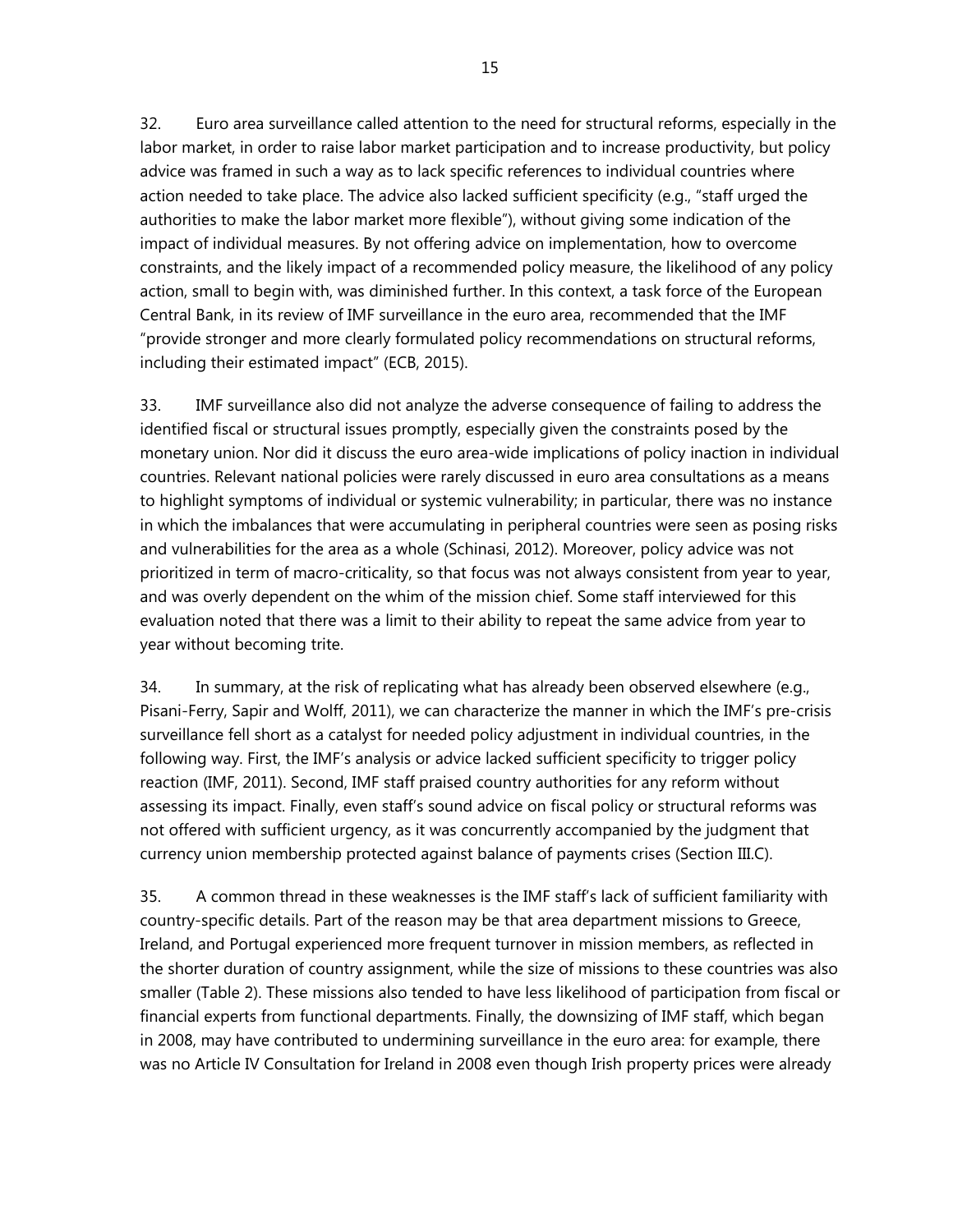32. Euro area surveillance called attention to the need for structural reforms, especially in the labor market, in order to raise labor market participation and to increase productivity, but policy advice was framed in such a way as to lack specific references to individual countries where action needed to take place. The advice also lacked sufficient specificity (e.g., "staff urged the authorities to make the labor market more flexible"), without giving some indication of the impact of individual measures. By not offering advice on implementation, how to overcome constraints, and the likely impact of a recommended policy measure, the likelihood of any policy action, small to begin with, was diminished further. In this context, a task force of the European Central Bank, in its review of IMF surveillance in the euro area, recommended that the IMF "provide stronger and more clearly formulated policy recommendations on structural reforms, including their estimated impact" (ECB, 2015).

33. IMF surveillance also did not analyze the adverse consequence of failing to address the identified fiscal or structural issues promptly, especially given the constraints posed by the monetary union. Nor did it discuss the euro area-wide implications of policy inaction in individual countries. Relevant national policies were rarely discussed in euro area consultations as a means to highlight symptoms of individual or systemic vulnerability; in particular, there was no instance in which the imbalances that were accumulating in peripheral countries were seen as posing risks and vulnerabilities for the area as a whole (Schinasi, 2012). Moreover, policy advice was not prioritized in term of macro-criticality, so that focus was not always consistent from year to year, and was overly dependent on the whim of the mission chief. Some staff interviewed for this evaluation noted that there was a limit to their ability to repeat the same advice from year to year without becoming trite.

34. In summary, at the risk of replicating what has already been observed elsewhere (e.g., Pisani-Ferry, Sapir and Wolff, 2011), we can characterize the manner in which the IMF's pre-crisis surveillance fell short as a catalyst for needed policy adjustment in individual countries, in the following way. First, the IMF's analysis or advice lacked sufficient specificity to trigger policy reaction (IMF, 2011). Second, IMF staff praised country authorities for any reform without assessing its impact. Finally, even staff's sound advice on fiscal policy or structural reforms was not offered with sufficient urgency, as it was concurrently accompanied by the judgment that currency union membership protected against balance of payments crises (Section III.C).

35. A common thread in these weaknesses is the IMF staff's lack of sufficient familiarity with country-specific details. Part of the reason may be that area department missions to Greece, Ireland, and Portugal experienced more frequent turnover in mission members, as reflected in the shorter duration of country assignment, while the size of missions to these countries was also smaller (Table 2). These missions also tended to have less likelihood of participation from fiscal or financial experts from functional departments. Finally, the downsizing of IMF staff, which began in 2008, may have contributed to undermining surveillance in the euro area: for example, there was no Article IV Consultation for Ireland in 2008 even though Irish property prices were already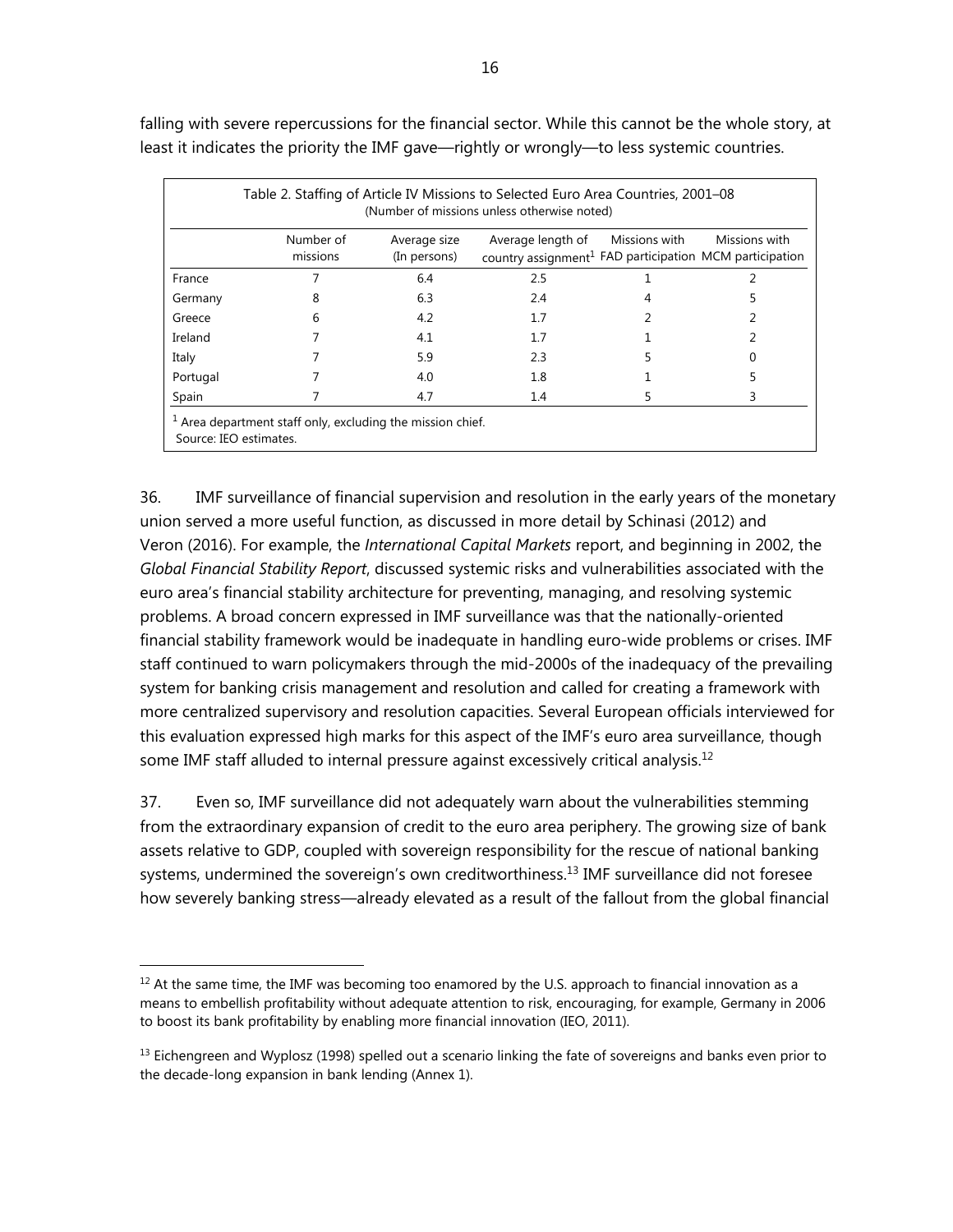falling with severe repercussions for the financial sector. While this cannot be the whole story, at least it indicates the priority the IMF gave—rightly or wrongly—to less systemic countries.

Table 2. Staffing of Article IV Missions to Selected Euro Area Countries, 2001–08
(Number of missions unless otherwise noted)

| | Number of missions | Average size (In persons) | Average length of country assignment[1] | Missions with FAD participation | Missions with MCM participation |
|---|---|---|---|---|---|
| France | 7 | 6.4 | 2.5 | 1 | 2 |
| Germany | 8 | 6.3 | 2.4 | 4 | 5 |
| Greece | 6 | 4.2 | 1.7 | 2 | 2 |
| Ireland | 7 | 4.1 | 1.7 | 1 | 2 |
| Italy | 7 | 5.9 | 2.3 | 5 | 0 |
| Portugal | 7 | 4.0 | 1.8 | 1 | 5 |
| Spain | 7 | 4.7 | 1.4 | 5 | 3 |

[1] Area department staff only, excluding the mission chief.
Source: IEO estimates.

36. IMF surveillance of financial supervision and resolution in the early years of the monetary union served a more useful function, as discussed in more detail by Schinasi (2012) and Veron (2016). For example, the *International Capital Markets* report, and beginning in 2002, the *Global Financial Stability Report*, discussed systemic risks and vulnerabilities associated with the euro area's financial stability architecture for preventing, managing, and resolving systemic problems. A broad concern expressed in IMF surveillance was that the nationally-oriented financial stability framework would be inadequate in handling euro-wide problems or crises. IMF staff continued to warn policymakers through the mid-2000s of the inadequacy of the prevailing system for banking crisis management and resolution and called for creating a framework with more centralized supervisory and resolution capacities. Several European officials interviewed for this evaluation expressed high marks for this aspect of the IMF's euro area surveillance, though some IMF staff alluded to internal pressure against excessively critical analysis.[12]

37. Even so, IMF surveillance did not adequately warn about the vulnerabilities stemming from the extraordinary expansion of credit to the euro area periphery. The growing size of bank assets relative to GDP, coupled with sovereign responsibility for the rescue of national banking systems, undermined the sovereign's own creditworthiness.[13] IMF surveillance did not foresee how severely banking stress—already elevated as a result of the fallout from the global financial

[12] At the same time, the IMF was becoming too enamored by the U.S. approach to financial innovation as a means to embellish profitability without adequate attention to risk, encouraging, for example, Germany in 2006 to boost its bank profitability by enabling more financial innovation (IEO, 2011).

[13] Eichengreen and Wyplosz (1998) spelled out a scenario linking the fate of sovereigns and banks even prior to the decade-long expansion in bank lending (Annex 1).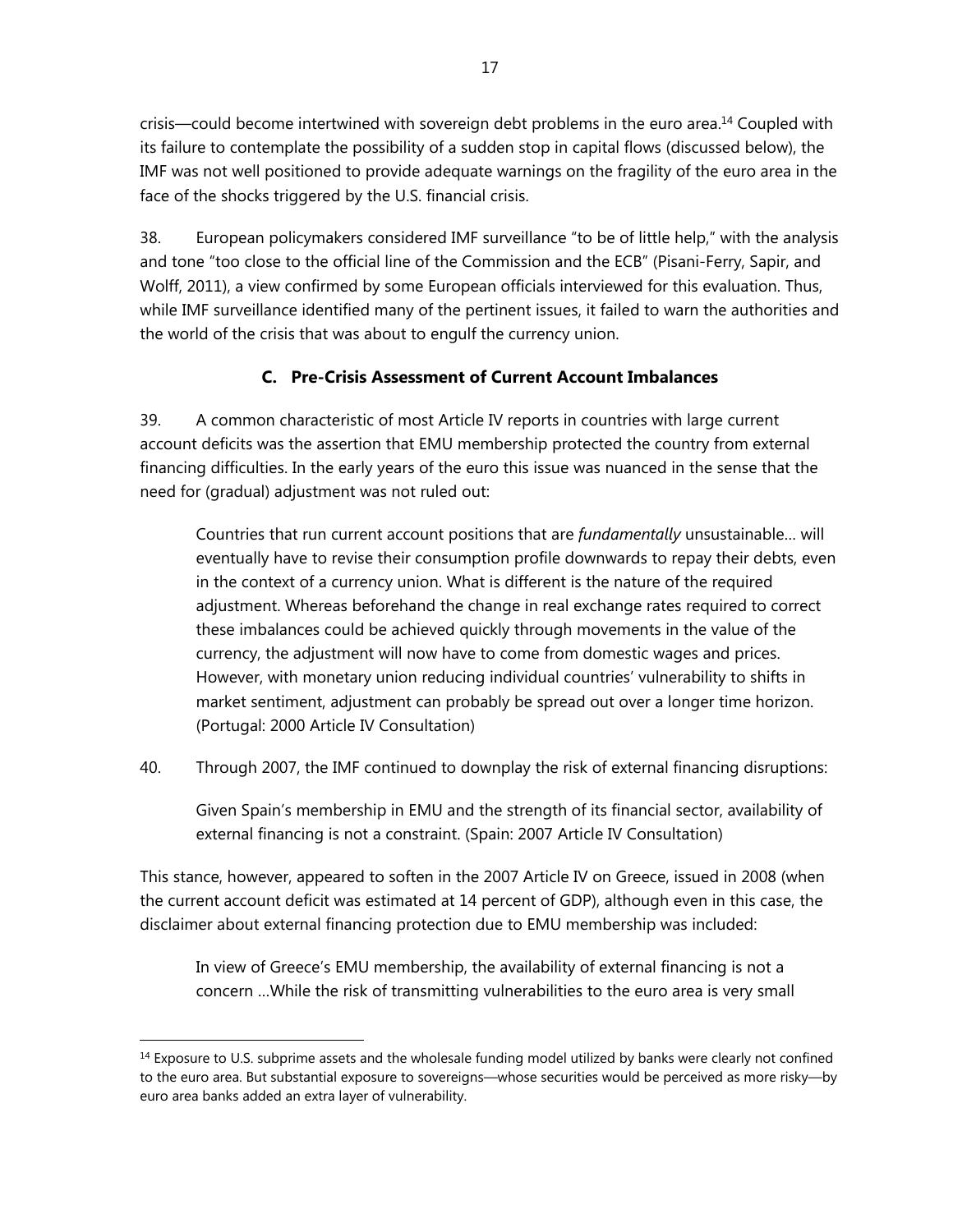crisis—could become intertwined with sovereign debt problems in the euro area.[14] Coupled with its failure to contemplate the possibility of a sudden stop in capital flows (discussed below), the IMF was not well positioned to provide adequate warnings on the fragility of the euro area in the face of the shocks triggered by the U.S. financial crisis.

38. European policymakers considered IMF surveillance "to be of little help," with the analysis and tone "too close to the official line of the Commission and the ECB" (Pisani-Ferry, Sapir, and Wolff, 2011), a view confirmed by some European officials interviewed for this evaluation. Thus, while IMF surveillance identified many of the pertinent issues, it failed to warn the authorities and the world of the crisis that was about to engulf the currency union.

### C. Pre-Crisis Assessment of Current Account Imbalances

39. A common characteristic of most Article IV reports in countries with large current account deficits was the assertion that EMU membership protected the country from external financing difficulties. In the early years of the euro this issue was nuanced in the sense that the need for (gradual) adjustment was not ruled out:

> Countries that run current account positions that are *fundamentally* unsustainable… will eventually have to revise their consumption profile downwards to repay their debts, even in the context of a currency union. What is different is the nature of the required adjustment. Whereas beforehand the change in real exchange rates required to correct these imbalances could be achieved quickly through movements in the value of the currency, the adjustment will now have to come from domestic wages and prices. However, with monetary union reducing individual countries' vulnerability to shifts in market sentiment, adjustment can probably be spread out over a longer time horizon. (Portugal: 2000 Article IV Consultation)

40. Through 2007, the IMF continued to downplay the risk of external financing disruptions:

> Given Spain's membership in EMU and the strength of its financial sector, availability of external financing is not a constraint. (Spain: 2007 Article IV Consultation)

This stance, however, appeared to soften in the 2007 Article IV on Greece, issued in 2008 (when the current account deficit was estimated at 14 percent of GDP), although even in this case, the disclaimer about external financing protection due to EMU membership was included:

> In view of Greece's EMU membership, the availability of external financing is not a concern …While the risk of transmitting vulnerabilities to the euro area is very small

---

[14] Exposure to U.S. subprime assets and the wholesale funding model utilized by banks were clearly not confined to the euro area. But substantial exposure to sovereigns—whose securities would be perceived as more risky—by euro area banks added an extra layer of vulnerability.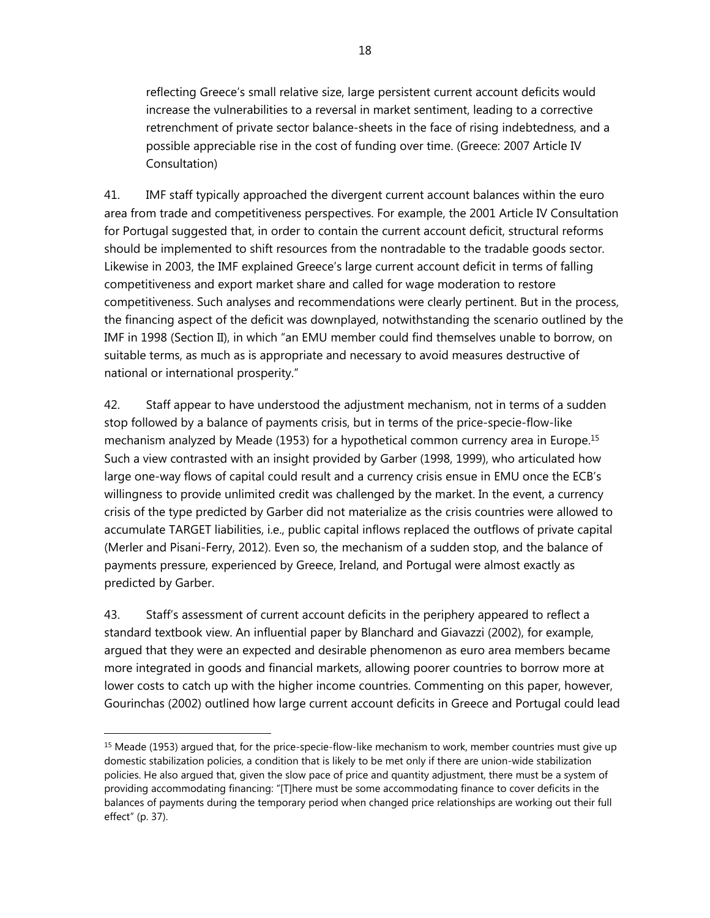> reflecting Greece's small relative size, large persistent current account deficits would increase the vulnerabilities to a reversal in market sentiment, leading to a corrective retrenchment of private sector balance-sheets in the face of rising indebtedness, and a possible appreciable rise in the cost of funding over time. (Greece: 2007 Article IV Consultation)

41. IMF staff typically approached the divergent current account balances within the euro area from trade and competitiveness perspectives. For example, the 2001 Article IV Consultation for Portugal suggested that, in order to contain the current account deficit, structural reforms should be implemented to shift resources from the nontradable to the tradable goods sector. Likewise in 2003, the IMF explained Greece's large current account deficit in terms of falling competitiveness and export market share and called for wage moderation to restore competitiveness. Such analyses and recommendations were clearly pertinent. But in the process, the financing aspect of the deficit was downplayed, notwithstanding the scenario outlined by the IMF in 1998 (Section II), in which "an EMU member could find themselves unable to borrow, on suitable terms, as much as is appropriate and necessary to avoid measures destructive of national or international prosperity."

42. Staff appear to have understood the adjustment mechanism, not in terms of a sudden stop followed by a balance of payments crisis, but in terms of the price-specie-flow-like mechanism analyzed by Meade (1953) for a hypothetical common currency area in Europe.[15] Such a view contrasted with an insight provided by Garber (1998, 1999), who articulated how large one-way flows of capital could result and a currency crisis ensue in EMU once the ECB's willingness to provide unlimited credit was challenged by the market. In the event, a currency crisis of the type predicted by Garber did not materialize as the crisis countries were allowed to accumulate TARGET liabilities, i.e., public capital inflows replaced the outflows of private capital (Merler and Pisani-Ferry, 2012). Even so, the mechanism of a sudden stop, and the balance of payments pressure, experienced by Greece, Ireland, and Portugal were almost exactly as predicted by Garber.

43. Staff's assessment of current account deficits in the periphery appeared to reflect a standard textbook view. An influential paper by Blanchard and Giavazzi (2002), for example, argued that they were an expected and desirable phenomenon as euro area members became more integrated in goods and financial markets, allowing poorer countries to borrow more at lower costs to catch up with the higher income countries. Commenting on this paper, however, Gourinchas (2002) outlined how large current account deficits in Greece and Portugal could lead

---

[15] Meade (1953) argued that, for the price-specie-flow-like mechanism to work, member countries must give up domestic stabilization policies, a condition that is likely to be met only if there are union-wide stabilization policies. He also argued that, given the slow pace of price and quantity adjustment, there must be a system of providing accommodating financing: "[T]here must be some accommodating finance to cover deficits in the balances of payments during the temporary period when changed price relationships are working out their full effect" (p. 37).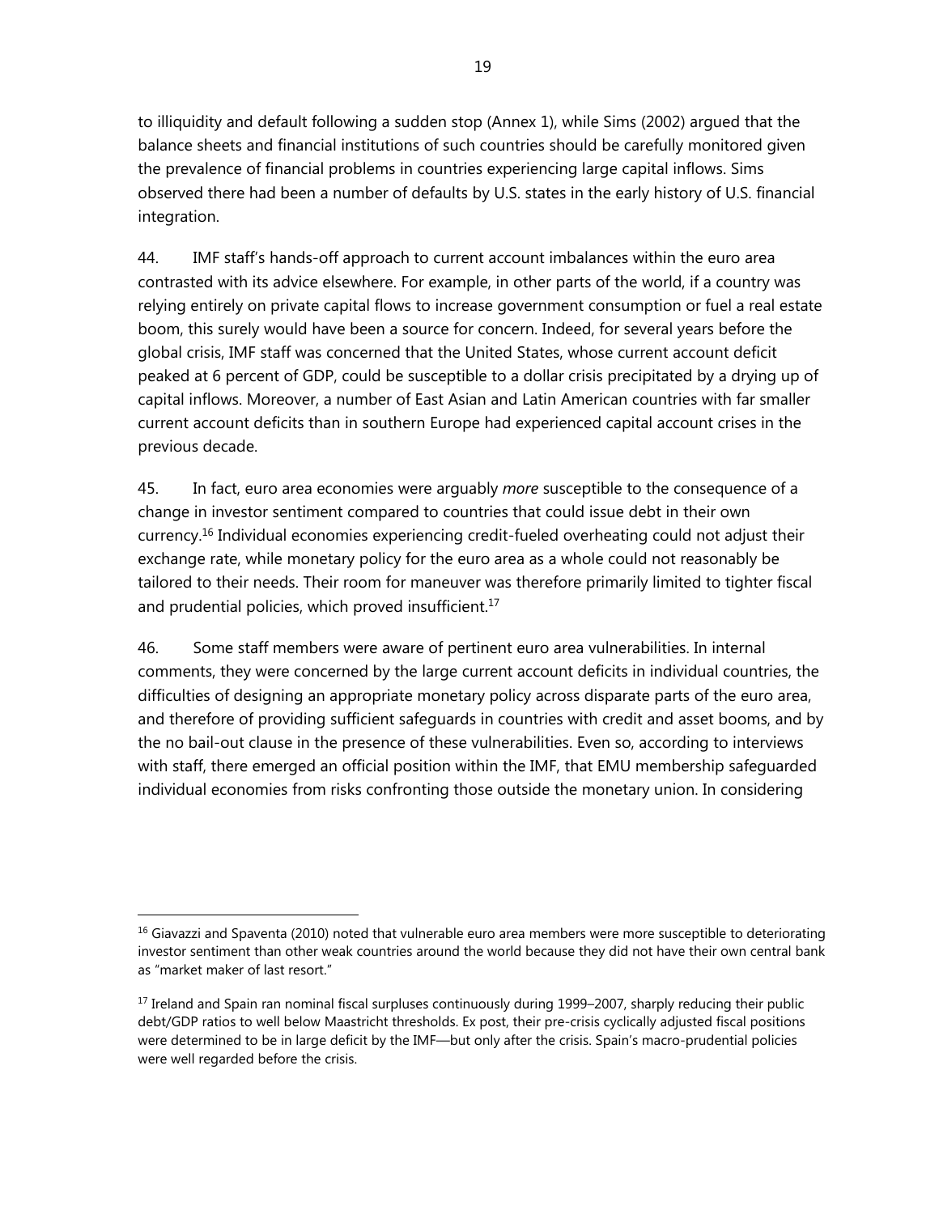to illiquidity and default following a sudden stop (Annex 1), while Sims (2002) argued that the balance sheets and financial institutions of such countries should be carefully monitored given the prevalence of financial problems in countries experiencing large capital inflows. Sims observed there had been a number of defaults by U.S. states in the early history of U.S. financial integration.

44. IMF staff's hands-off approach to current account imbalances within the euro area contrasted with its advice elsewhere. For example, in other parts of the world, if a country was relying entirely on private capital flows to increase government consumption or fuel a real estate boom, this surely would have been a source for concern. Indeed, for several years before the global crisis, IMF staff was concerned that the United States, whose current account deficit peaked at 6 percent of GDP, could be susceptible to a dollar crisis precipitated by a drying up of capital inflows. Moreover, a number of East Asian and Latin American countries with far smaller current account deficits than in southern Europe had experienced capital account crises in the previous decade.

45. In fact, euro area economies were arguably *more* susceptible to the consequence of a change in investor sentiment compared to countries that could issue debt in their own currency.[16] Individual economies experiencing credit-fueled overheating could not adjust their exchange rate, while monetary policy for the euro area as a whole could not reasonably be tailored to their needs. Their room for maneuver was therefore primarily limited to tighter fiscal and prudential policies, which proved insufficient.[17]

46. Some staff members were aware of pertinent euro area vulnerabilities. In internal comments, they were concerned by the large current account deficits in individual countries, the difficulties of designing an appropriate monetary policy across disparate parts of the euro area, and therefore of providing sufficient safeguards in countries with credit and asset booms, and by the no bail-out clause in the presence of these vulnerabilities. Even so, according to interviews with staff, there emerged an official position within the IMF, that EMU membership safeguarded individual economies from risks confronting those outside the monetary union. In considering

---

[16] Giavazzi and Spaventa (2010) noted that vulnerable euro area members were more susceptible to deteriorating investor sentiment than other weak countries around the world because they did not have their own central bank as "market maker of last resort."

[17] Ireland and Spain ran nominal fiscal surpluses continuously during 1999–2007, sharply reducing their public debt/GDP ratios to well below Maastricht thresholds. Ex post, their pre-crisis cyclically adjusted fiscal positions were determined to be in large deficit by the IMF—but only after the crisis. Spain's macro-prudential policies were well regarded before the crisis.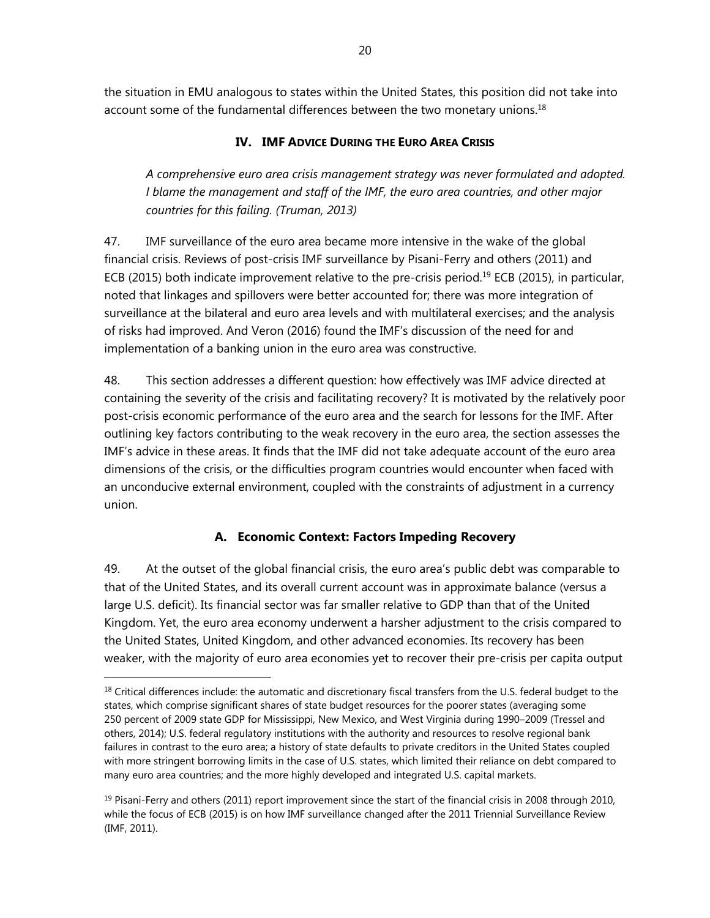the situation in EMU analogous to states within the United States, this position did not take into account some of the fundamental differences between the two monetary unions.[18]

## IV. IMF Advice During the Euro Area Crisis

*A comprehensive euro area crisis management strategy was never formulated and adopted. I blame the management and staff of the IMF, the euro area countries, and other major countries for this failing. (Truman, 2013)*

47. IMF surveillance of the euro area became more intensive in the wake of the global financial crisis. Reviews of post-crisis IMF surveillance by Pisani-Ferry and others (2011) and ECB (2015) both indicate improvement relative to the pre-crisis period.[19] ECB (2015), in particular, noted that linkages and spillovers were better accounted for; there was more integration of surveillance at the bilateral and euro area levels and with multilateral exercises; and the analysis of risks had improved. And Veron (2016) found the IMF's discussion of the need for and implementation of a banking union in the euro area was constructive.

48. This section addresses a different question: how effectively was IMF advice directed at containing the severity of the crisis and facilitating recovery? It is motivated by the relatively poor post-crisis economic performance of the euro area and the search for lessons for the IMF. After outlining key factors contributing to the weak recovery in the euro area, the section assesses the IMF's advice in these areas. It finds that the IMF did not take adequate account of the euro area dimensions of the crisis, or the difficulties program countries would encounter when faced with an unconducive external environment, coupled with the constraints of adjustment in a currency union.

### A. Economic Context: Factors Impeding Recovery

49. At the outset of the global financial crisis, the euro area's public debt was comparable to that of the United States, and its overall current account was in approximate balance (versus a large U.S. deficit). Its financial sector was far smaller relative to GDP than that of the United Kingdom. Yet, the euro area economy underwent a harsher adjustment to the crisis compared to the United States, United Kingdom, and other advanced economies. Its recovery has been weaker, with the majority of euro area economies yet to recover their pre-crisis per capita output

---

[18] Critical differences include: the automatic and discretionary fiscal transfers from the U.S. federal budget to the states, which comprise significant shares of state budget resources for the poorer states (averaging some 250 percent of 2009 state GDP for Mississippi, New Mexico, and West Virginia during 1990–2009 (Tressel and others, 2014); U.S. federal regulatory institutions with the authority and resources to resolve regional bank failures in contrast to the euro area; a history of state defaults to private creditors in the United States coupled with more stringent borrowing limits in the case of U.S. states, which limited their reliance on debt compared to many euro area countries; and the more highly developed and integrated U.S. capital markets.

[19] Pisani-Ferry and others (2011) report improvement since the start of the financial crisis in 2008 through 2010, while the focus of ECB (2015) is on how IMF surveillance changed after the 2011 Triennial Surveillance Review (IMF, 2011).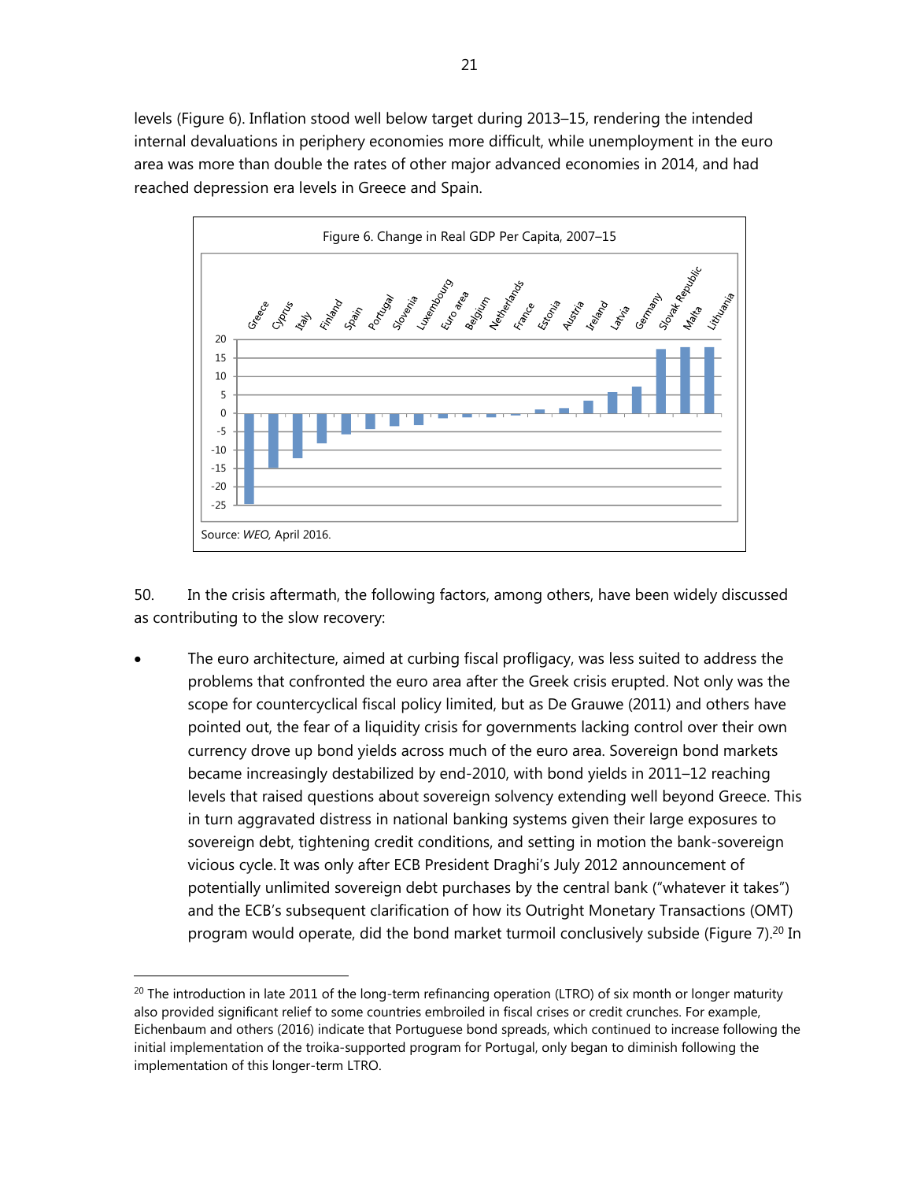levels (Figure 6). Inflation stood well below target during 2013–15, rendering the intended internal devaluations in periphery economies more difficult, while unemployment in the euro area was more than double the rates of other major advanced economies in 2014, and had reached depression era levels in Greece and Spain.

Figure 6. Change in Real GDP Per Capita, 2007–15

Source: *WEO,* April 2016.

50. In the crisis aftermath, the following factors, among others, have been widely discussed as contributing to the slow recovery:

- The euro architecture, aimed at curbing fiscal profligacy, was less suited to address the problems that confronted the euro area after the Greek crisis erupted. Not only was the scope for countercyclical fiscal policy limited, but as De Grauwe (2011) and others have pointed out, the fear of a liquidity crisis for governments lacking control over their own currency drove up bond yields across much of the euro area. Sovereign bond markets became increasingly destabilized by end-2010, with bond yields in 2011–12 reaching levels that raised questions about sovereign solvency extending well beyond Greece. This in turn aggravated distress in national banking systems given their large exposures to sovereign debt, tightening credit conditions, and setting in motion the bank-sovereign vicious cycle. It was only after ECB President Draghi's July 2012 announcement of potentially unlimited sovereign debt purchases by the central bank ("whatever it takes") and the ECB's subsequent clarification of how its Outright Monetary Transactions (OMT) program would operate, did the bond market turmoil conclusively subside (Figure 7).[20] In

[20] The introduction in late 2011 of the long-term refinancing operation (LTRO) of six month or longer maturity also provided significant relief to some countries embroiled in fiscal crises or credit crunches. For example, Eichenbaum and others (2016) indicate that Portuguese bond spreads, which continued to increase following the initial implementation of the troika-supported program for Portugal, only began to diminish following the implementation of this longer-term LTRO.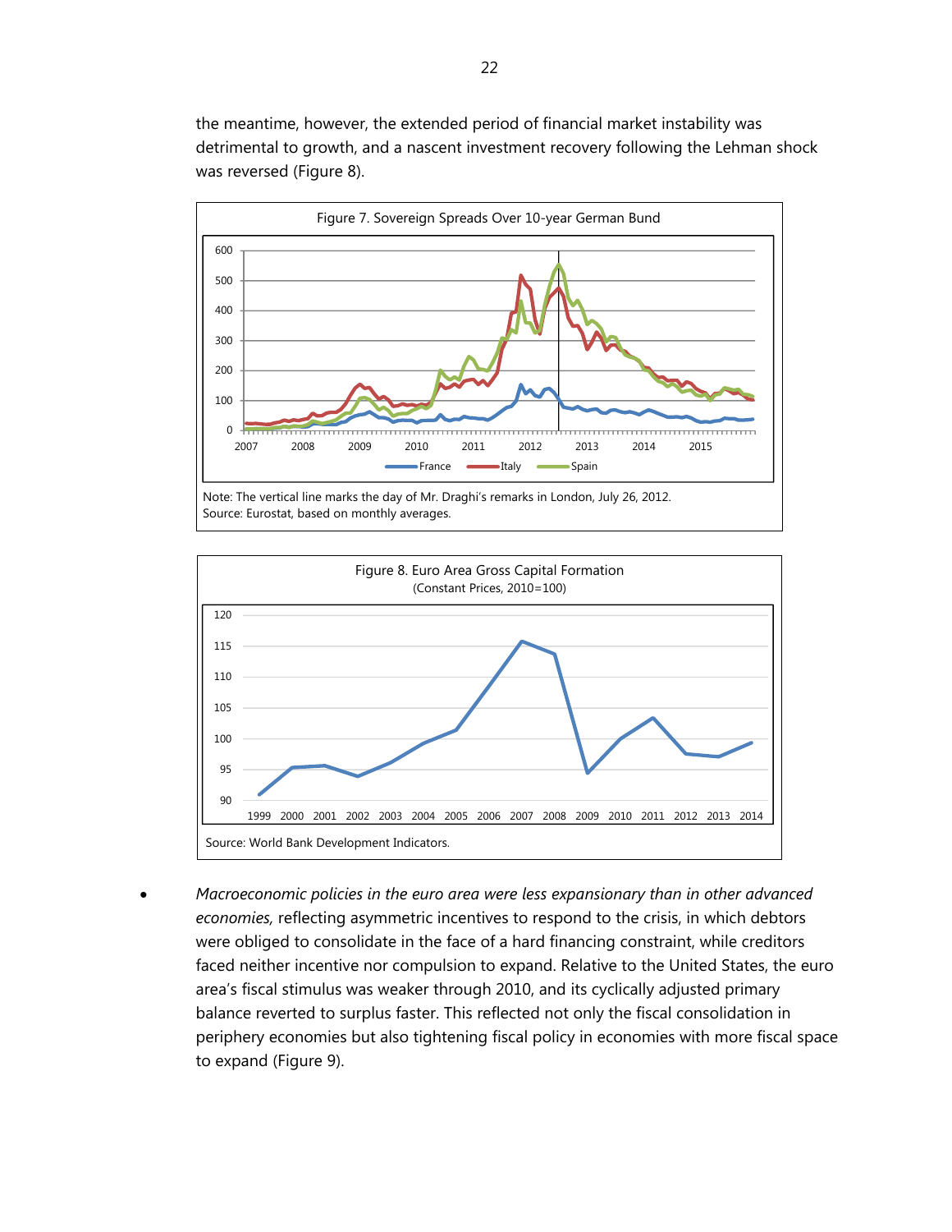the meantime, however, the extended period of financial market instability was detrimental to growth, and a nascent investment recovery following the Lehman shock was reversed (Figure 8).

Figure 7. Sovereign Spreads Over 10-year German Bund

Note: The vertical line marks the day of Mr. Draghi's remarks in London, July 26, 2012.
Source: Eurostat, based on monthly averages.

Figure 8. Euro Area Gross Capital Formation
(Constant Prices, 2010=100)

Source: World Bank Development Indicators.

- *Macroeconomic policies in the euro area were less expansionary than in other advanced economies,* reflecting asymmetric incentives to respond to the crisis, in which debtors were obliged to consolidate in the face of a hard financing constraint, while creditors faced neither incentive nor compulsion to expand. Relative to the United States, the euro area's fiscal stimulus was weaker through 2010, and its cyclically adjusted primary balance reverted to surplus faster. This reflected not only the fiscal consolidation in periphery economies but also tightening fiscal policy in economies with more fiscal space to expand (Figure 9).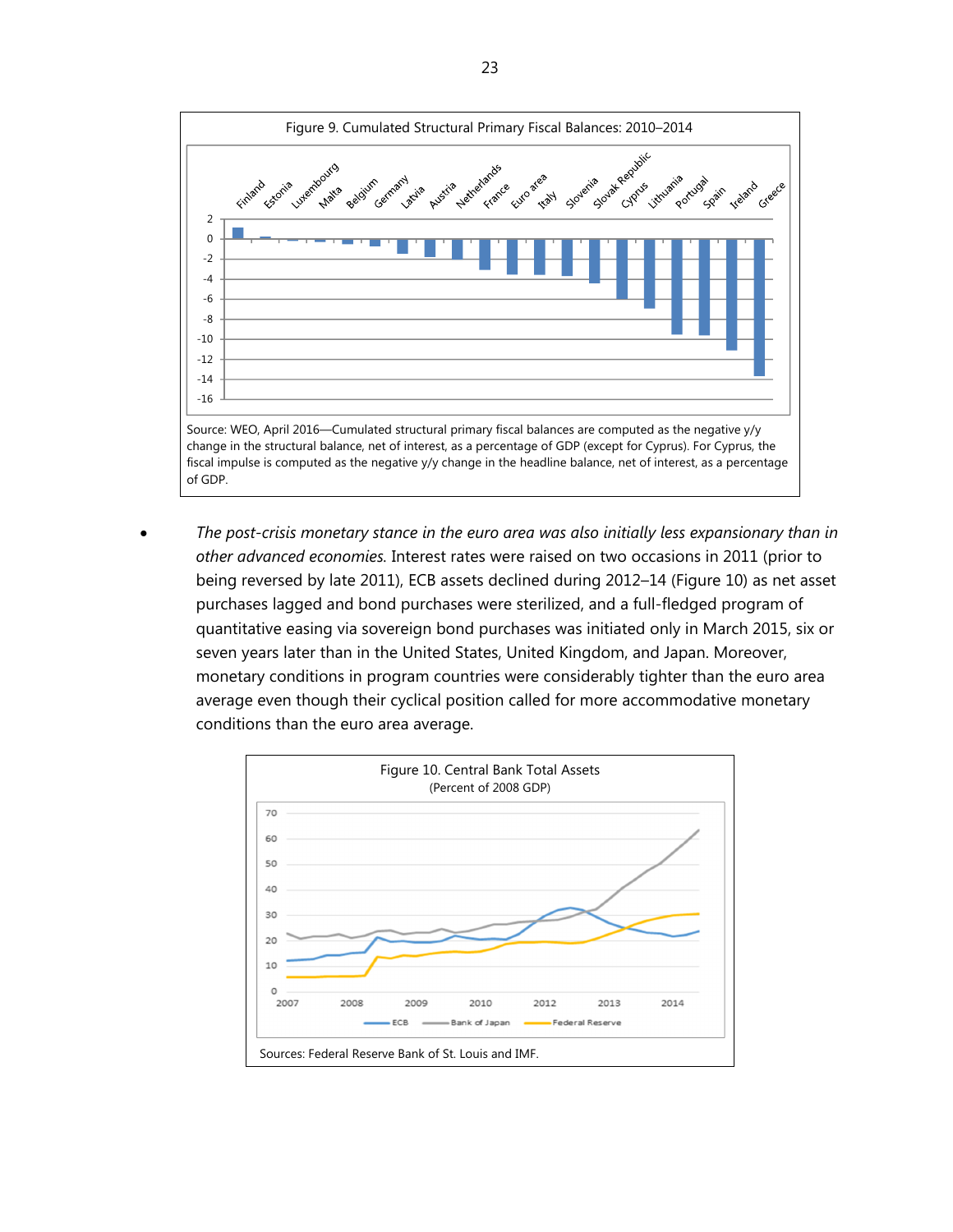Figure 9. Cumulated Structural Primary Fiscal Balances: 2010–2014

Source: WEO, April 2016—Cumulated structural primary fiscal balances are computed as the negative y/y change in the structural balance, net of interest, as a percentage of GDP (except for Cyprus). For Cyprus, the fiscal impulse is computed as the negative y/y change in the headline balance, net of interest, as a percentage of GDP.

- *The post-crisis monetary stance in the euro area was also initially less expansionary than in other advanced economies.* Interest rates were raised on two occasions in 2011 (prior to being reversed by late 2011), ECB assets declined during 2012–14 (Figure 10) as net asset purchases lagged and bond purchases were sterilized, and a full-fledged program of quantitative easing via sovereign bond purchases was initiated only in March 2015, six or seven years later than in the United States, United Kingdom, and Japan. Moreover, monetary conditions in program countries were considerably tighter than the euro area average even though their cyclical position called for more accommodative monetary conditions than the euro area average.

Figure 10. Central Bank Total Assets
(Percent of 2008 GDP)

Sources: Federal Reserve Bank of St. Louis and IMF.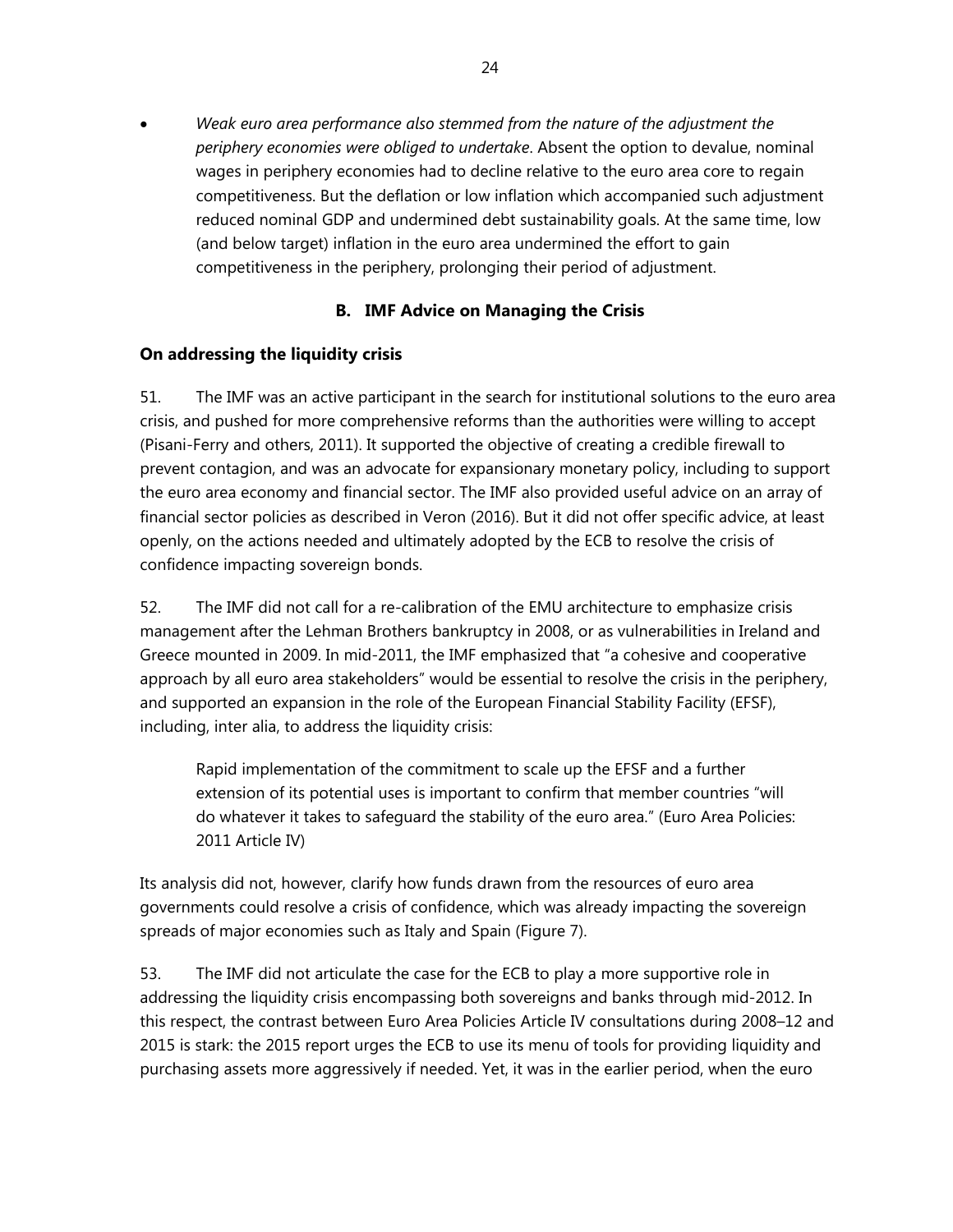- *Weak euro area performance also stemmed from the nature of the adjustment the periphery economies were obliged to undertake*. Absent the option to devalue, nominal wages in periphery economies had to decline relative to the euro area core to regain competitiveness. But the deflation or low inflation which accompanied such adjustment reduced nominal GDP and undermined debt sustainability goals. At the same time, low (and below target) inflation in the euro area undermined the effort to gain competitiveness in the periphery, prolonging their period of adjustment.

## B. IMF Advice on Managing the Crisis

### On addressing the liquidity crisis

51. The IMF was an active participant in the search for institutional solutions to the euro area crisis, and pushed for more comprehensive reforms than the authorities were willing to accept (Pisani-Ferry and others, 2011). It supported the objective of creating a credible firewall to prevent contagion, and was an advocate for expansionary monetary policy, including to support the euro area economy and financial sector. The IMF also provided useful advice on an array of financial sector policies as described in Veron (2016). But it did not offer specific advice, at least openly, on the actions needed and ultimately adopted by the ECB to resolve the crisis of confidence impacting sovereign bonds.

52. The IMF did not call for a re-calibration of the EMU architecture to emphasize crisis management after the Lehman Brothers bankruptcy in 2008, or as vulnerabilities in Ireland and Greece mounted in 2009. In mid-2011, the IMF emphasized that "a cohesive and cooperative approach by all euro area stakeholders" would be essential to resolve the crisis in the periphery, and supported an expansion in the role of the European Financial Stability Facility (EFSF), including, inter alia, to address the liquidity crisis:

> Rapid implementation of the commitment to scale up the EFSF and a further extension of its potential uses is important to confirm that member countries "will do whatever it takes to safeguard the stability of the euro area." (Euro Area Policies: 2011 Article IV)

Its analysis did not, however, clarify how funds drawn from the resources of euro area governments could resolve a crisis of confidence, which was already impacting the sovereign spreads of major economies such as Italy and Spain (Figure 7).

53. The IMF did not articulate the case for the ECB to play a more supportive role in addressing the liquidity crisis encompassing both sovereigns and banks through mid-2012. In this respect, the contrast between Euro Area Policies Article IV consultations during 2008–12 and 2015 is stark: the 2015 report urges the ECB to use its menu of tools for providing liquidity and purchasing assets more aggressively if needed. Yet, it was in the earlier period, when the euro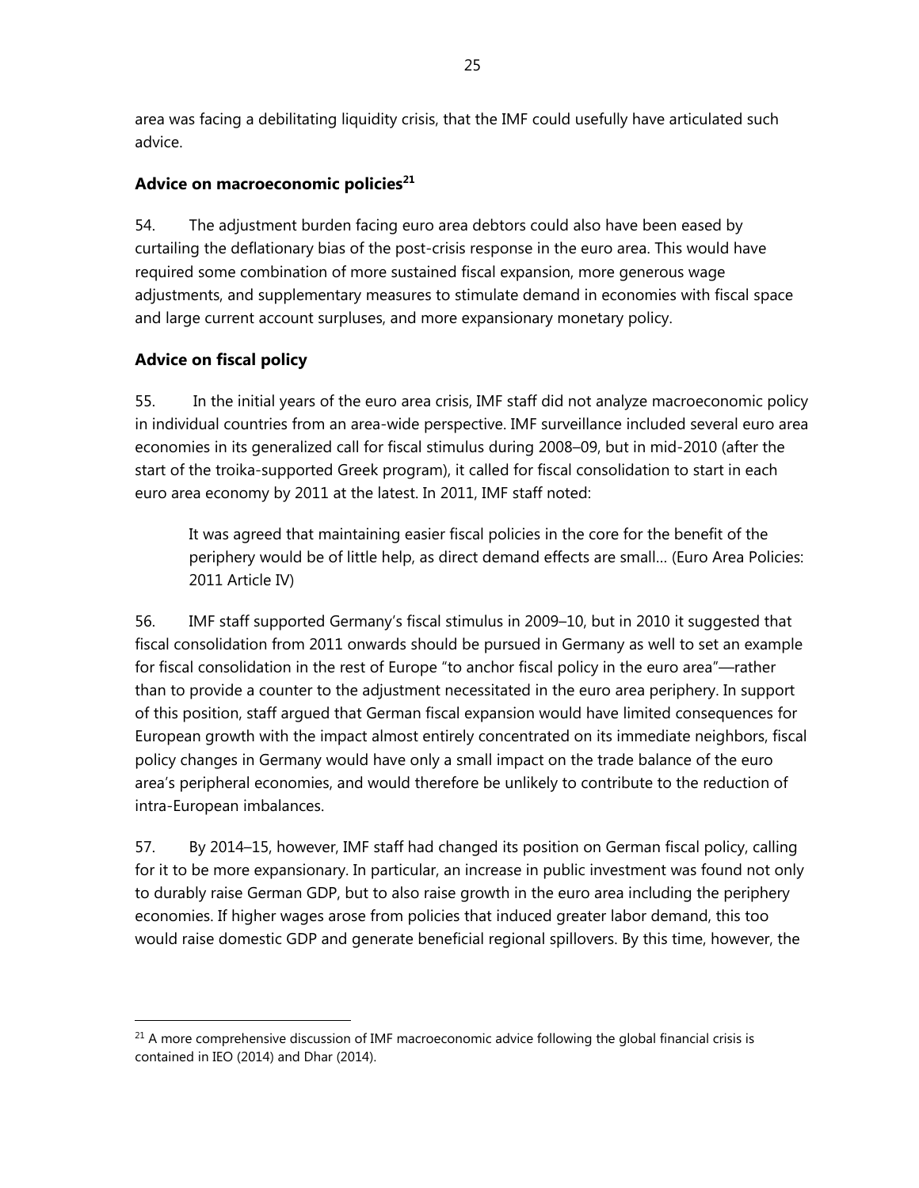area was facing a debilitating liquidity crisis, that the IMF could usefully have articulated such advice.

### Advice on macroeconomic policies[21]

54. The adjustment burden facing euro area debtors could also have been eased by curtailing the deflationary bias of the post-crisis response in the euro area. This would have required some combination of more sustained fiscal expansion, more generous wage adjustments, and supplementary measures to stimulate demand in economies with fiscal space and large current account surpluses, and more expansionary monetary policy.

### Advice on fiscal policy

55. In the initial years of the euro area crisis, IMF staff did not analyze macroeconomic policy in individual countries from an area-wide perspective. IMF surveillance included several euro area economies in its generalized call for fiscal stimulus during 2008–09, but in mid-2010 (after the start of the troika-supported Greek program), it called for fiscal consolidation to start in each euro area economy by 2011 at the latest. In 2011, IMF staff noted:

> It was agreed that maintaining easier fiscal policies in the core for the benefit of the periphery would be of little help, as direct demand effects are small… (Euro Area Policies: 2011 Article IV)

56. IMF staff supported Germany's fiscal stimulus in 2009–10, but in 2010 it suggested that fiscal consolidation from 2011 onwards should be pursued in Germany as well to set an example for fiscal consolidation in the rest of Europe "to anchor fiscal policy in the euro area"—rather than to provide a counter to the adjustment necessitated in the euro area periphery. In support of this position, staff argued that German fiscal expansion would have limited consequences for European growth with the impact almost entirely concentrated on its immediate neighbors, fiscal policy changes in Germany would have only a small impact on the trade balance of the euro area's peripheral economies, and would therefore be unlikely to contribute to the reduction of intra-European imbalances.

57. By 2014–15, however, IMF staff had changed its position on German fiscal policy, calling for it to be more expansionary. In particular, an increase in public investment was found not only to durably raise German GDP, but to also raise growth in the euro area including the periphery economies. If higher wages arose from policies that induced greater labor demand, this too would raise domestic GDP and generate beneficial regional spillovers. By this time, however, the

---

[21] A more comprehensive discussion of IMF macroeconomic advice following the global financial crisis is contained in IEO (2014) and Dhar (2014).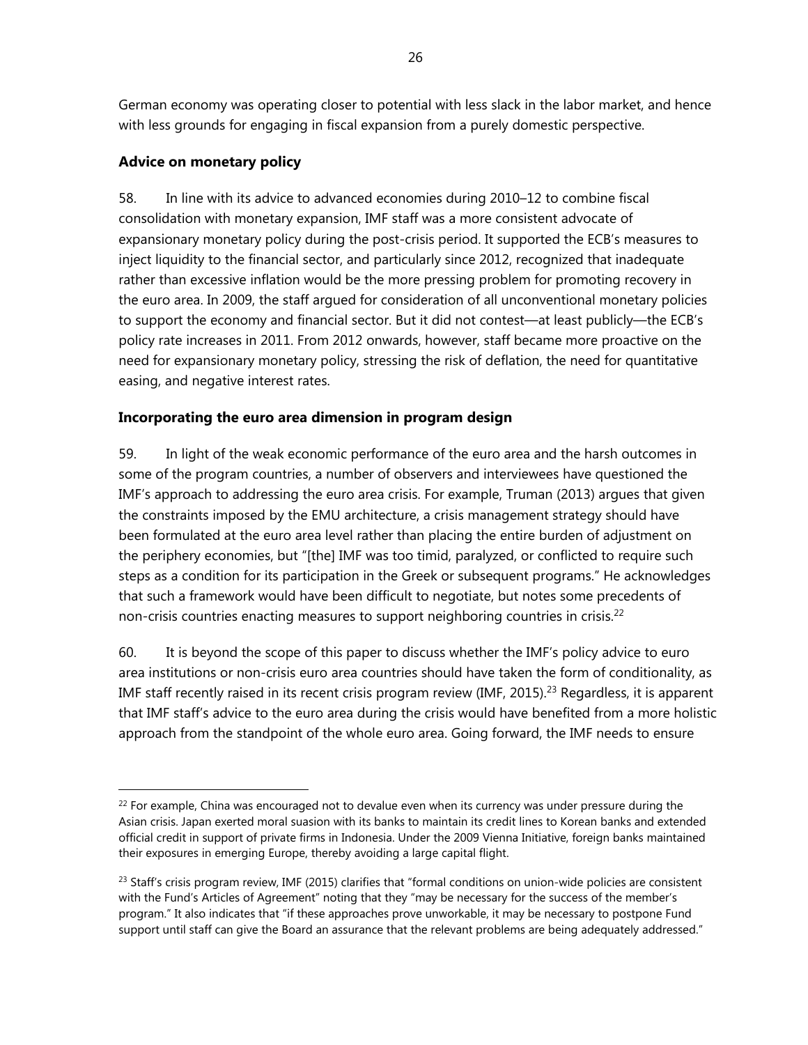German economy was operating closer to potential with less slack in the labor market, and hence with less grounds for engaging in fiscal expansion from a purely domestic perspective.

### Advice on monetary policy

58. In line with its advice to advanced economies during 2010–12 to combine fiscal consolidation with monetary expansion, IMF staff was a more consistent advocate of expansionary monetary policy during the post-crisis period. It supported the ECB's measures to inject liquidity to the financial sector, and particularly since 2012, recognized that inadequate rather than excessive inflation would be the more pressing problem for promoting recovery in the euro area. In 2009, the staff argued for consideration of all unconventional monetary policies to support the economy and financial sector. But it did not contest—at least publicly—the ECB's policy rate increases in 2011. From 2012 onwards, however, staff became more proactive on the need for expansionary monetary policy, stressing the risk of deflation, the need for quantitative easing, and negative interest rates.

### Incorporating the euro area dimension in program design

59. In light of the weak economic performance of the euro area and the harsh outcomes in some of the program countries, a number of observers and interviewees have questioned the IMF's approach to addressing the euro area crisis. For example, Truman (2013) argues that given the constraints imposed by the EMU architecture, a crisis management strategy should have been formulated at the euro area level rather than placing the entire burden of adjustment on the periphery economies, but "[the] IMF was too timid, paralyzed, or conflicted to require such steps as a condition for its participation in the Greek or subsequent programs." He acknowledges that such a framework would have been difficult to negotiate, but notes some precedents of non-crisis countries enacting measures to support neighboring countries in crisis.[22]

60. It is beyond the scope of this paper to discuss whether the IMF's policy advice to euro area institutions or non-crisis euro area countries should have taken the form of conditionality, as IMF staff recently raised in its recent crisis program review (IMF, 2015).[23] Regardless, it is apparent that IMF staff's advice to the euro area during the crisis would have benefited from a more holistic approach from the standpoint of the whole euro area. Going forward, the IMF needs to ensure

---

[22] For example, China was encouraged not to devalue even when its currency was under pressure during the Asian crisis. Japan exerted moral suasion with its banks to maintain its credit lines to Korean banks and extended official credit in support of private firms in Indonesia. Under the 2009 Vienna Initiative, foreign banks maintained their exposures in emerging Europe, thereby avoiding a large capital flight.

[23] Staff's crisis program review, IMF (2015) clarifies that "formal conditions on union-wide policies are consistent with the Fund's Articles of Agreement" noting that they "may be necessary for the success of the member's program." It also indicates that "if these approaches prove unworkable, it may be necessary to postpone Fund support until staff can give the Board an assurance that the relevant problems are being adequately addressed."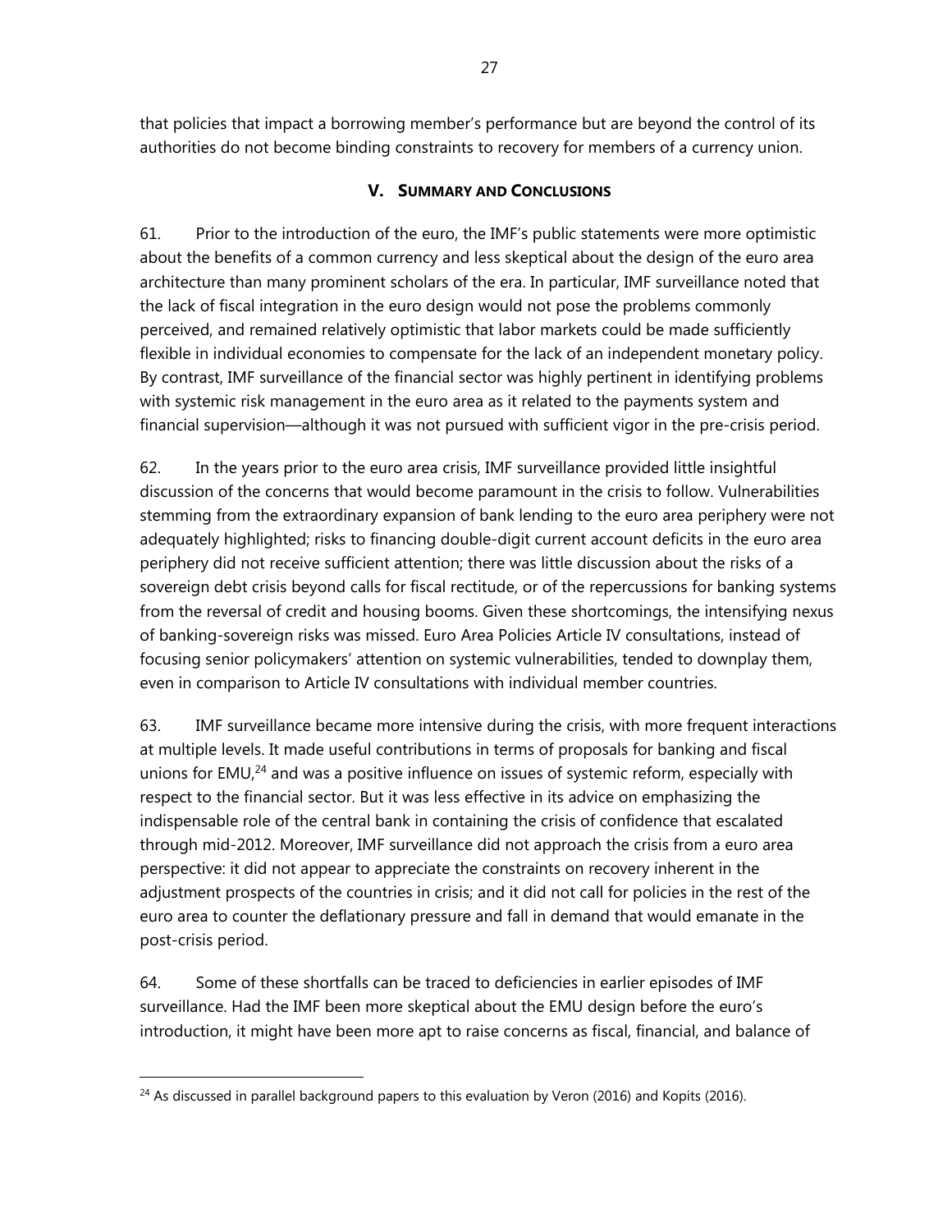that policies that impact a borrowing member's performance but are beyond the control of its authorities do not become binding constraints to recovery for members of a currency union.

## V. SUMMARY AND CONCLUSIONS

61. Prior to the introduction of the euro, the IMF's public statements were more optimistic about the benefits of a common currency and less skeptical about the design of the euro area architecture than many prominent scholars of the era. In particular, IMF surveillance noted that the lack of fiscal integration in the euro design would not pose the problems commonly perceived, and remained relatively optimistic that labor markets could be made sufficiently flexible in individual economies to compensate for the lack of an independent monetary policy. By contrast, IMF surveillance of the financial sector was highly pertinent in identifying problems with systemic risk management in the euro area as it related to the payments system and financial supervision—although it was not pursued with sufficient vigor in the pre-crisis period.

62. In the years prior to the euro area crisis, IMF surveillance provided little insightful discussion of the concerns that would become paramount in the crisis to follow. Vulnerabilities stemming from the extraordinary expansion of bank lending to the euro area periphery were not adequately highlighted; risks to financing double-digit current account deficits in the euro area periphery did not receive sufficient attention; there was little discussion about the risks of a sovereign debt crisis beyond calls for fiscal rectitude, or of the repercussions for banking systems from the reversal of credit and housing booms. Given these shortcomings, the intensifying nexus of banking-sovereign risks was missed. Euro Area Policies Article IV consultations, instead of focusing senior policymakers' attention on systemic vulnerabilities, tended to downplay them, even in comparison to Article IV consultations with individual member countries.

63. IMF surveillance became more intensive during the crisis, with more frequent interactions at multiple levels. It made useful contributions in terms of proposals for banking and fiscal unions for EMU,[24] and was a positive influence on issues of systemic reform, especially with respect to the financial sector. But it was less effective in its advice on emphasizing the indispensable role of the central bank in containing the crisis of confidence that escalated through mid-2012. Moreover, IMF surveillance did not approach the crisis from a euro area perspective: it did not appear to appreciate the constraints on recovery inherent in the adjustment prospects of the countries in crisis; and it did not call for policies in the rest of the euro area to counter the deflationary pressure and fall in demand that would emanate in the post-crisis period.

64. Some of these shortfalls can be traced to deficiencies in earlier episodes of IMF surveillance. Had the IMF been more skeptical about the EMU design before the euro's introduction, it might have been more apt to raise concerns as fiscal, financial, and balance of

---

[24] As discussed in parallel background papers to this evaluation by Veron (2016) and Kopits (2016).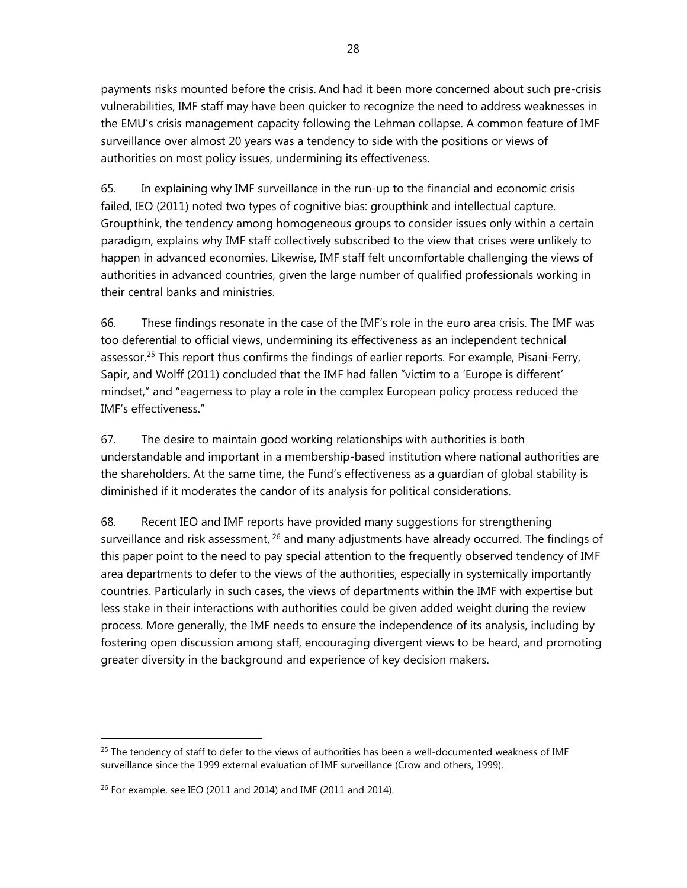payments risks mounted before the crisis. And had it been more concerned about such pre-crisis vulnerabilities, IMF staff may have been quicker to recognize the need to address weaknesses in the EMU's crisis management capacity following the Lehman collapse. A common feature of IMF surveillance over almost 20 years was a tendency to side with the positions or views of authorities on most policy issues, undermining its effectiveness.

65. In explaining why IMF surveillance in the run-up to the financial and economic crisis failed, IEO (2011) noted two types of cognitive bias: groupthink and intellectual capture. Groupthink, the tendency among homogeneous groups to consider issues only within a certain paradigm, explains why IMF staff collectively subscribed to the view that crises were unlikely to happen in advanced economies. Likewise, IMF staff felt uncomfortable challenging the views of authorities in advanced countries, given the large number of qualified professionals working in their central banks and ministries.

66. These findings resonate in the case of the IMF's role in the euro area crisis. The IMF was too deferential to official views, undermining its effectiveness as an independent technical assessor.[25] This report thus confirms the findings of earlier reports. For example, Pisani-Ferry, Sapir, and Wolff (2011) concluded that the IMF had fallen "victim to a 'Europe is different' mindset," and "eagerness to play a role in the complex European policy process reduced the IMF's effectiveness."

67. The desire to maintain good working relationships with authorities is both understandable and important in a membership-based institution where national authorities are the shareholders. At the same time, the Fund's effectiveness as a guardian of global stability is diminished if it moderates the candor of its analysis for political considerations.

68. Recent IEO and IMF reports have provided many suggestions for strengthening surveillance and risk assessment,[26] and many adjustments have already occurred. The findings of this paper point to the need to pay special attention to the frequently observed tendency of IMF area departments to defer to the views of the authorities, especially in systemically importantly countries. Particularly in such cases, the views of departments within the IMF with expertise but less stake in their interactions with authorities could be given added weight during the review process. More generally, the IMF needs to ensure the independence of its analysis, including by fostering open discussion among staff, encouraging divergent views to be heard, and promoting greater diversity in the background and experience of key decision makers.

---

[25] The tendency of staff to defer to the views of authorities has been a well-documented weakness of IMF surveillance since the 1999 external evaluation of IMF surveillance (Crow and others, 1999).

[26] For example, see IEO (2011 and 2014) and IMF (2011 and 2014).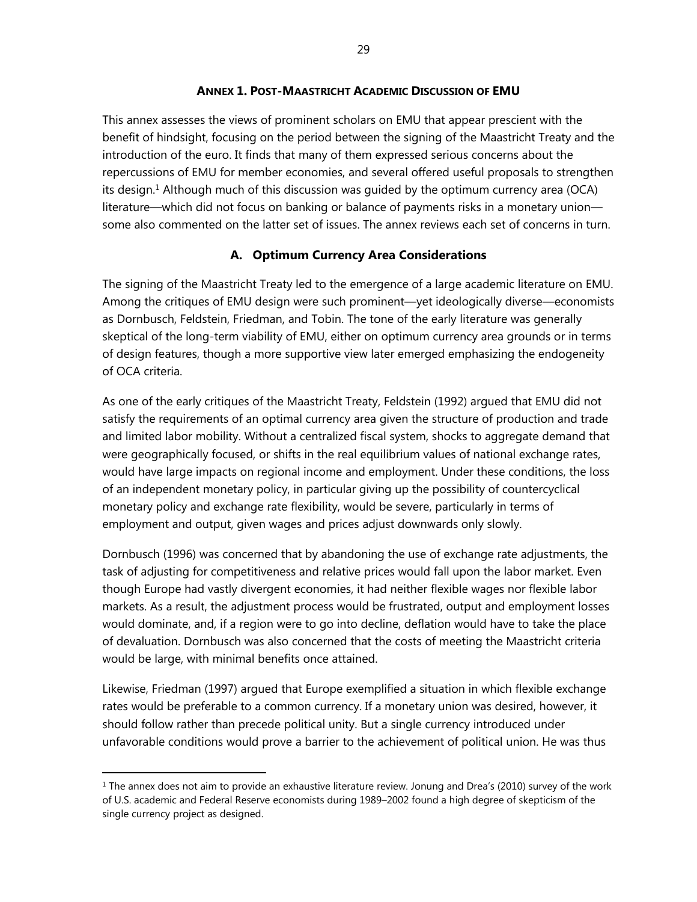## ANNEX 1. POST-MAASTRICHT ACADEMIC DISCUSSION OF EMU

This annex assesses the views of prominent scholars on EMU that appear prescient with the benefit of hindsight, focusing on the period between the signing of the Maastricht Treaty and the introduction of the euro. It finds that many of them expressed serious concerns about the repercussions of EMU for member economies, and several offered useful proposals to strengthen its design.[1] Although much of this discussion was guided by the optimum currency area (OCA) literature—which did not focus on banking or balance of payments risks in a monetary union—some also commented on the latter set of issues. The annex reviews each set of concerns in turn.

### A. Optimum Currency Area Considerations

The signing of the Maastricht Treaty led to the emergence of a large academic literature on EMU. Among the critiques of EMU design were such prominent—yet ideologically diverse—economists as Dornbusch, Feldstein, Friedman, and Tobin. The tone of the early literature was generally skeptical of the long-term viability of EMU, either on optimum currency area grounds or in terms of design features, though a more supportive view later emerged emphasizing the endogeneity of OCA criteria.

As one of the early critiques of the Maastricht Treaty, Feldstein (1992) argued that EMU did not satisfy the requirements of an optimal currency area given the structure of production and trade and limited labor mobility. Without a centralized fiscal system, shocks to aggregate demand that were geographically focused, or shifts in the real equilibrium values of national exchange rates, would have large impacts on regional income and employment. Under these conditions, the loss of an independent monetary policy, in particular giving up the possibility of countercyclical monetary policy and exchange rate flexibility, would be severe, particularly in terms of employment and output, given wages and prices adjust downwards only slowly.

Dornbusch (1996) was concerned that by abandoning the use of exchange rate adjustments, the task of adjusting for competitiveness and relative prices would fall upon the labor market. Even though Europe had vastly divergent economies, it had neither flexible wages nor flexible labor markets. As a result, the adjustment process would be frustrated, output and employment losses would dominate, and, if a region were to go into decline, deflation would have to take the place of devaluation. Dornbusch was also concerned that the costs of meeting the Maastricht criteria would be large, with minimal benefits once attained.

Likewise, Friedman (1997) argued that Europe exemplified a situation in which flexible exchange rates would be preferable to a common currency. If a monetary union was desired, however, it should follow rather than precede political unity. But a single currency introduced under unfavorable conditions would prove a barrier to the achievement of political union. He was thus

---

[1] The annex does not aim to provide an exhaustive literature review. Jonung and Drea's (2010) survey of the work of U.S. academic and Federal Reserve economists during 1989–2002 found a high degree of skepticism of the single currency project as designed.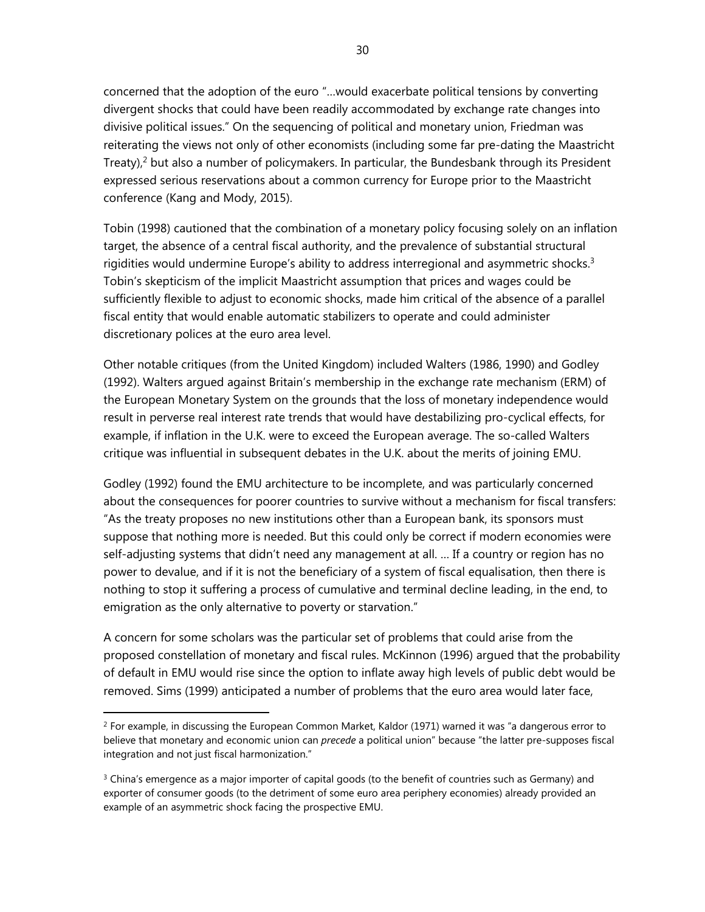concerned that the adoption of the euro "…would exacerbate political tensions by converting divergent shocks that could have been readily accommodated by exchange rate changes into divisive political issues." On the sequencing of political and monetary union, Friedman was reiterating the views not only of other economists (including some far pre-dating the Maastricht Treaty),[2] but also a number of policymakers. In particular, the Bundesbank through its President expressed serious reservations about a common currency for Europe prior to the Maastricht conference (Kang and Mody, 2015).

Tobin (1998) cautioned that the combination of a monetary policy focusing solely on an inflation target, the absence of a central fiscal authority, and the prevalence of substantial structural rigidities would undermine Europe's ability to address interregional and asymmetric shocks.[3] Tobin's skepticism of the implicit Maastricht assumption that prices and wages could be sufficiently flexible to adjust to economic shocks, made him critical of the absence of a parallel fiscal entity that would enable automatic stabilizers to operate and could administer discretionary polices at the euro area level.

Other notable critiques (from the United Kingdom) included Walters (1986, 1990) and Godley (1992). Walters argued against Britain's membership in the exchange rate mechanism (ERM) of the European Monetary System on the grounds that the loss of monetary independence would result in perverse real interest rate trends that would have destabilizing pro-cyclical effects, for example, if inflation in the U.K. were to exceed the European average. The so-called Walters critique was influential in subsequent debates in the U.K. about the merits of joining EMU.

Godley (1992) found the EMU architecture to be incomplete, and was particularly concerned about the consequences for poorer countries to survive without a mechanism for fiscal transfers: "As the treaty proposes no new institutions other than a European bank, its sponsors must suppose that nothing more is needed. But this could only be correct if modern economies were self-adjusting systems that didn't need any management at all. … If a country or region has no power to devalue, and if it is not the beneficiary of a system of fiscal equalisation, then there is nothing to stop it suffering a process of cumulative and terminal decline leading, in the end, to emigration as the only alternative to poverty or starvation."

A concern for some scholars was the particular set of problems that could arise from the proposed constellation of monetary and fiscal rules. McKinnon (1996) argued that the probability of default in EMU would rise since the option to inflate away high levels of public debt would be removed. Sims (1999) anticipated a number of problems that the euro area would later face,

---

[2] For example, in discussing the European Common Market, Kaldor (1971) warned it was "a dangerous error to believe that monetary and economic union can *precede* a political union" because "the latter pre-supposes fiscal integration and not just fiscal harmonization."

[3] China's emergence as a major importer of capital goods (to the benefit of countries such as Germany) and exporter of consumer goods (to the detriment of some euro area periphery economies) already provided an example of an asymmetric shock facing the prospective EMU.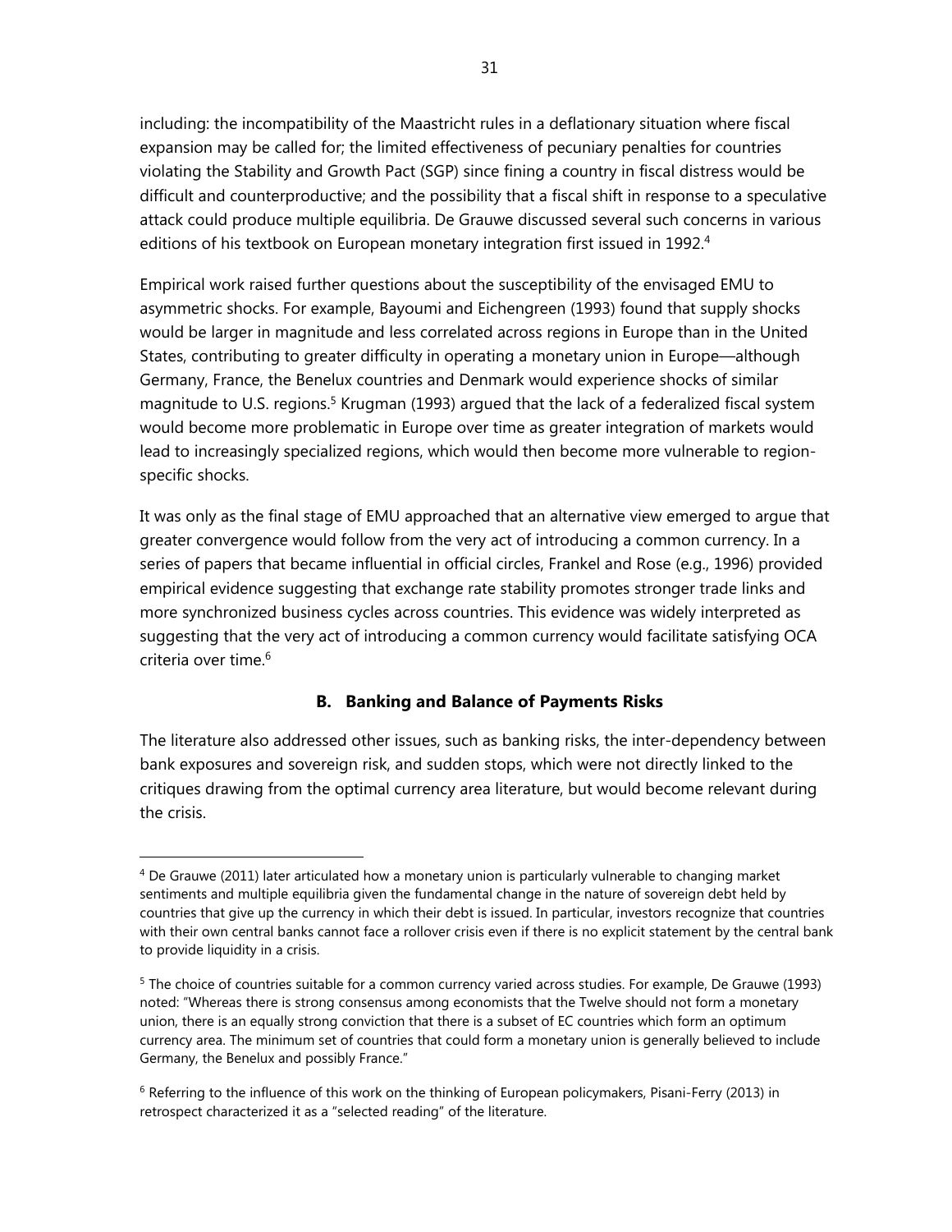including: the incompatibility of the Maastricht rules in a deflationary situation where fiscal expansion may be called for; the limited effectiveness of pecuniary penalties for countries violating the Stability and Growth Pact (SGP) since fining a country in fiscal distress would be difficult and counterproductive; and the possibility that a fiscal shift in response to a speculative attack could produce multiple equilibria. De Grauwe discussed several such concerns in various editions of his textbook on European monetary integration first issued in 1992.[4]

Empirical work raised further questions about the susceptibility of the envisaged EMU to asymmetric shocks. For example, Bayoumi and Eichengreen (1993) found that supply shocks would be larger in magnitude and less correlated across regions in Europe than in the United States, contributing to greater difficulty in operating a monetary union in Europe—although Germany, France, the Benelux countries and Denmark would experience shocks of similar magnitude to U.S. regions.[5] Krugman (1993) argued that the lack of a federalized fiscal system would become more problematic in Europe over time as greater integration of markets would lead to increasingly specialized regions, which would then become more vulnerable to region-specific shocks.

It was only as the final stage of EMU approached that an alternative view emerged to argue that greater convergence would follow from the very act of introducing a common currency. In a series of papers that became influential in official circles, Frankel and Rose (e.g., 1996) provided empirical evidence suggesting that exchange rate stability promotes stronger trade links and more synchronized business cycles across countries. This evidence was widely interpreted as suggesting that the very act of introducing a common currency would facilitate satisfying OCA criteria over time.[6]

## B. Banking and Balance of Payments Risks

The literature also addressed other issues, such as banking risks, the inter-dependency between bank exposures and sovereign risk, and sudden stops, which were not directly linked to the critiques drawing from the optimal currency area literature, but would become relevant during the crisis.

---

[4] De Grauwe (2011) later articulated how a monetary union is particularly vulnerable to changing market sentiments and multiple equilibria given the fundamental change in the nature of sovereign debt held by countries that give up the currency in which their debt is issued. In particular, investors recognize that countries with their own central banks cannot face a rollover crisis even if there is no explicit statement by the central bank to provide liquidity in a crisis.

[5] The choice of countries suitable for a common currency varied across studies. For example, De Grauwe (1993) noted: "Whereas there is strong consensus among economists that the Twelve should not form a monetary union, there is an equally strong conviction that there is a subset of EC countries which form an optimum currency area. The minimum set of countries that could form a monetary union is generally believed to include Germany, the Benelux and possibly France."

[6] Referring to the influence of this work on the thinking of European policymakers, Pisani-Ferry (2013) in retrospect characterized it as a "selected reading" of the literature.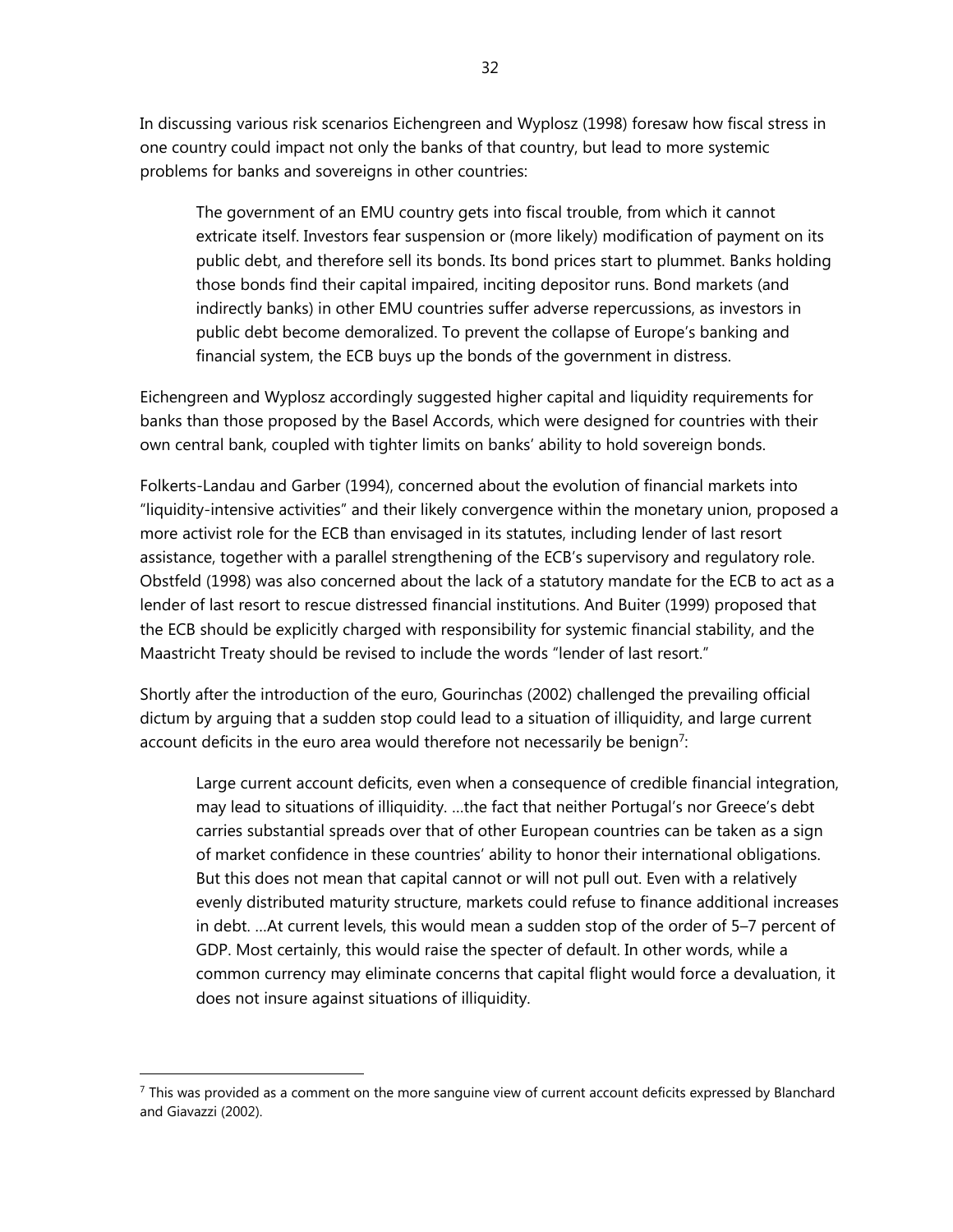In discussing various risk scenarios Eichengreen and Wyplosz (1998) foresaw how fiscal stress in one country could impact not only the banks of that country, but lead to more systemic problems for banks and sovereigns in other countries:

> The government of an EMU country gets into fiscal trouble, from which it cannot extricate itself. Investors fear suspension or (more likely) modification of payment on its public debt, and therefore sell its bonds. Its bond prices start to plummet. Banks holding those bonds find their capital impaired, inciting depositor runs. Bond markets (and indirectly banks) in other EMU countries suffer adverse repercussions, as investors in public debt become demoralized. To prevent the collapse of Europe's banking and financial system, the ECB buys up the bonds of the government in distress.

Eichengreen and Wyplosz accordingly suggested higher capital and liquidity requirements for banks than those proposed by the Basel Accords, which were designed for countries with their own central bank, coupled with tighter limits on banks' ability to hold sovereign bonds.

Folkerts-Landau and Garber (1994), concerned about the evolution of financial markets into "liquidity-intensive activities" and their likely convergence within the monetary union, proposed a more activist role for the ECB than envisaged in its statutes, including lender of last resort assistance, together with a parallel strengthening of the ECB's supervisory and regulatory role. Obstfeld (1998) was also concerned about the lack of a statutory mandate for the ECB to act as a lender of last resort to rescue distressed financial institutions. And Buiter (1999) proposed that the ECB should be explicitly charged with responsibility for systemic financial stability, and the Maastricht Treaty should be revised to include the words "lender of last resort."

Shortly after the introduction of the euro, Gourinchas (2002) challenged the prevailing official dictum by arguing that a sudden stop could lead to a situation of illiquidity, and large current account deficits in the euro area would therefore not necessarily be benign[7]:

> Large current account deficits, even when a consequence of credible financial integration, may lead to situations of illiquidity. …the fact that neither Portugal's nor Greece's debt carries substantial spreads over that of other European countries can be taken as a sign of market confidence in these countries' ability to honor their international obligations. But this does not mean that capital cannot or will not pull out. Even with a relatively evenly distributed maturity structure, markets could refuse to finance additional increases in debt. …At current levels, this would mean a sudden stop of the order of 5–7 percent of GDP. Most certainly, this would raise the specter of default. In other words, while a common currency may eliminate concerns that capital flight would force a devaluation, it does not insure against situations of illiquidity.

---

[7] This was provided as a comment on the more sanguine view of current account deficits expressed by Blanchard and Giavazzi (2002).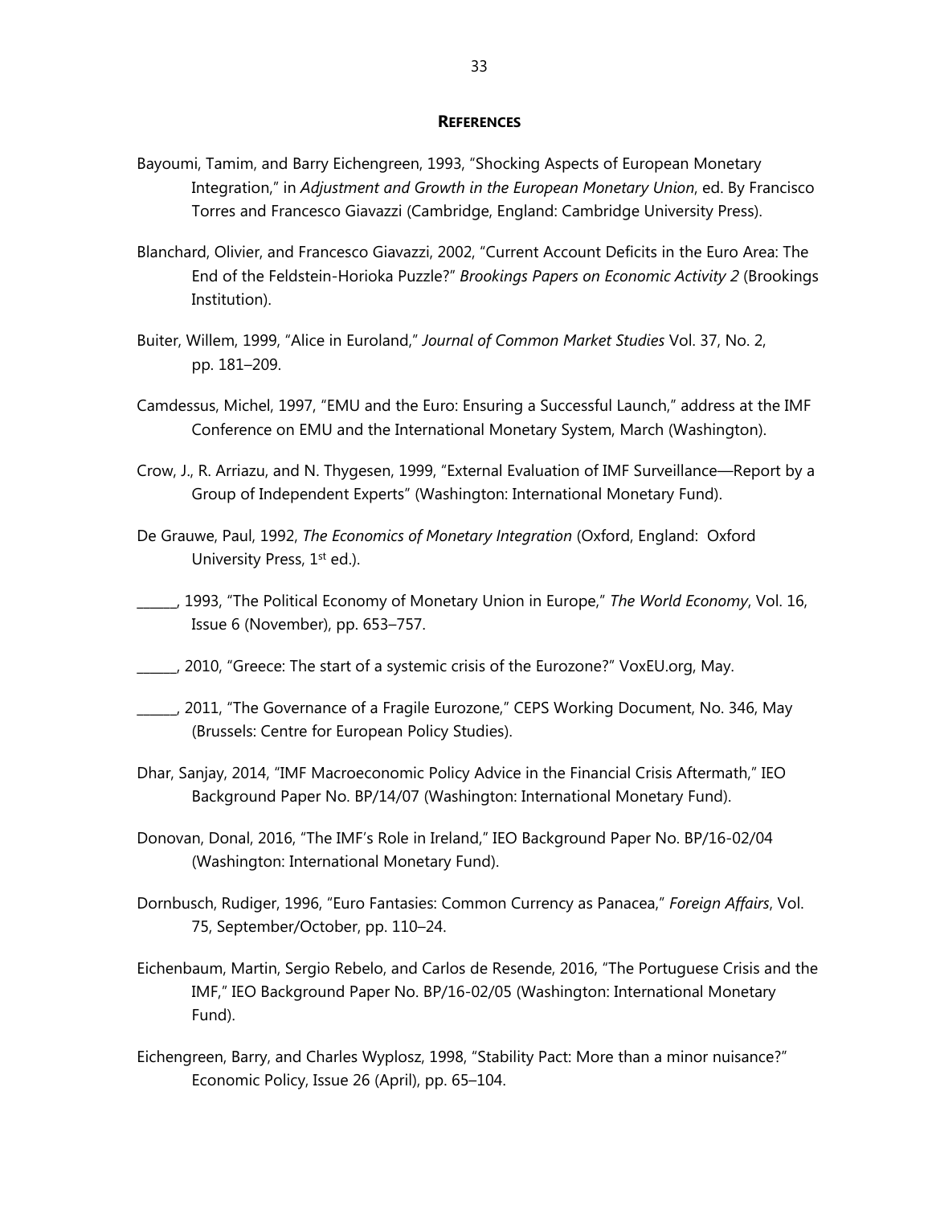## REFERENCES

Bayoumi, Tamim, and Barry Eichengreen, 1993, "Shocking Aspects of European Monetary Integration," in *Adjustment and Growth in the European Monetary Union*, ed. By Francisco Torres and Francesco Giavazzi (Cambridge, England: Cambridge University Press).

Blanchard, Olivier, and Francesco Giavazzi, 2002, "Current Account Deficits in the Euro Area: The End of the Feldstein-Horioka Puzzle?" *Brookings Papers on Economic Activity 2* (Brookings Institution).

Buiter, Willem, 1999, "Alice in Euroland," *Journal of Common Market Studies* Vol. 37, No. 2, pp. 181–209.

Camdessus, Michel, 1997, "EMU and the Euro: Ensuring a Successful Launch," address at the IMF Conference on EMU and the International Monetary System, March (Washington).

Crow, J., R. Arriazu, and N. Thygesen, 1999, "External Evaluation of IMF Surveillance—Report by a Group of Independent Experts" (Washington: International Monetary Fund).

De Grauwe, Paul, 1992, *The Economics of Monetary Integration* (Oxford, England: Oxford University Press, 1st ed.).

______, 1993, "The Political Economy of Monetary Union in Europe," *The World Economy*, Vol. 16, Issue 6 (November), pp. 653–757.

______, 2010, "Greece: The start of a systemic crisis of the Eurozone?" VoxEU.org, May.

______, 2011, "The Governance of a Fragile Eurozone," CEPS Working Document, No. 346, May (Brussels: Centre for European Policy Studies).

Dhar, Sanjay, 2014, "IMF Macroeconomic Policy Advice in the Financial Crisis Aftermath," IEO Background Paper No. BP/14/07 (Washington: International Monetary Fund).

Donovan, Donal, 2016, "The IMF's Role in Ireland," IEO Background Paper No. BP/16-02/04 (Washington: International Monetary Fund).

Dornbusch, Rudiger, 1996, "Euro Fantasies: Common Currency as Panacea," *Foreign Affairs*, Vol. 75, September/October, pp. 110–24.

Eichenbaum, Martin, Sergio Rebelo, and Carlos de Resende, 2016, "The Portuguese Crisis and the IMF," IEO Background Paper No. BP/16-02/05 (Washington: International Monetary Fund).

Eichengreen, Barry, and Charles Wyplosz, 1998, "Stability Pact: More than a minor nuisance?" Economic Policy, Issue 26 (April), pp. 65–104.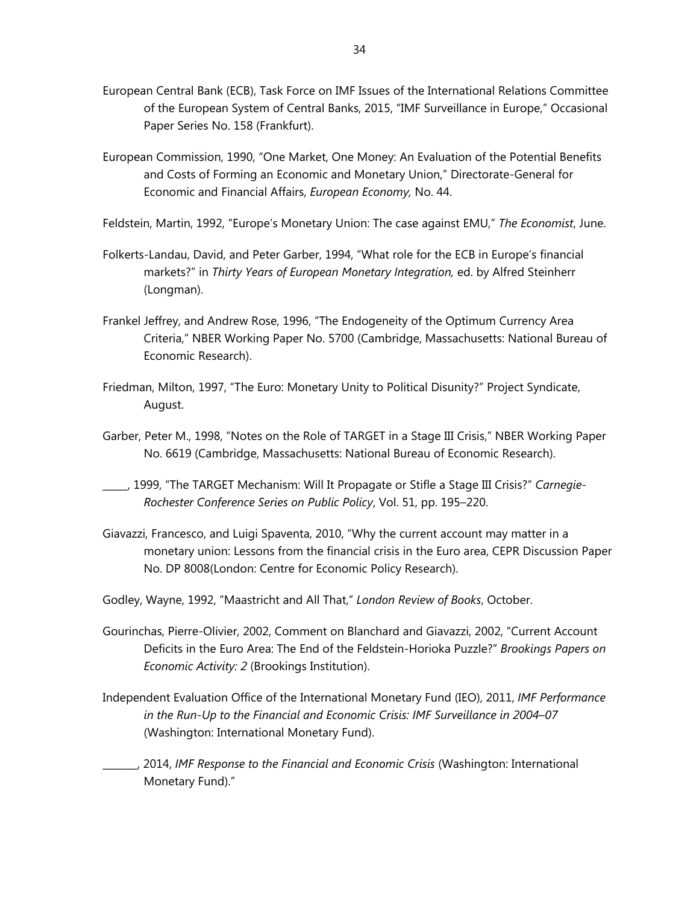European Central Bank (ECB), Task Force on IMF Issues of the International Relations Committee of the European System of Central Banks, 2015, "IMF Surveillance in Europe," Occasional Paper Series No. 158 (Frankfurt).

European Commission, 1990, "One Market, One Money: An Evaluation of the Potential Benefits and Costs of Forming an Economic and Monetary Union," Directorate-General for Economic and Financial Affairs, *European Economy,* No. 44.

Feldstein, Martin, 1992, "Europe's Monetary Union: The case against EMU," *The Economist*, June.

Folkerts-Landau, David, and Peter Garber, 1994, "What role for the ECB in Europe's financial markets?" in *Thirty Years of European Monetary Integration,* ed. by Alfred Steinherr (Longman).

Frankel Jeffrey, and Andrew Rose, 1996, "The Endogeneity of the Optimum Currency Area Criteria," NBER Working Paper No. 5700 (Cambridge, Massachusetts: National Bureau of Economic Research).

Friedman, Milton, 1997, "The Euro: Monetary Unity to Political Disunity?" Project Syndicate, August.

Garber, Peter M., 1998, "Notes on the Role of TARGET in a Stage III Crisis," NBER Working Paper No. 6619 (Cambridge, Massachusetts: National Bureau of Economic Research).

_____, 1999, "The TARGET Mechanism: Will It Propagate or Stifle a Stage III Crisis?" *Carnegie-Rochester Conference Series on Public Policy*, Vol. 51, pp. 195–220.

Giavazzi, Francesco, and Luigi Spaventa, 2010, "Why the current account may matter in a monetary union: Lessons from the financial crisis in the Euro area, CEPR Discussion Paper No. DP 8008(London: Centre for Economic Policy Research).

Godley, Wayne, 1992, "Maastricht and All That," *London Review of Books*, October.

Gourinchas, Pierre-Olivier, 2002, Comment on Blanchard and Giavazzi, 2002, "Current Account Deficits in the Euro Area: The End of the Feldstein-Horioka Puzzle?" *Brookings Papers on Economic Activity: 2* (Brookings Institution).

Independent Evaluation Office of the International Monetary Fund (IEO), 2011, *IMF Performance in the Run-Up to the Financial and Economic Crisis: IMF Surveillance in 2004–07* (Washington: International Monetary Fund).

_______, 2014, *IMF Response to the Financial and Economic Crisis* (Washington: International Monetary Fund)."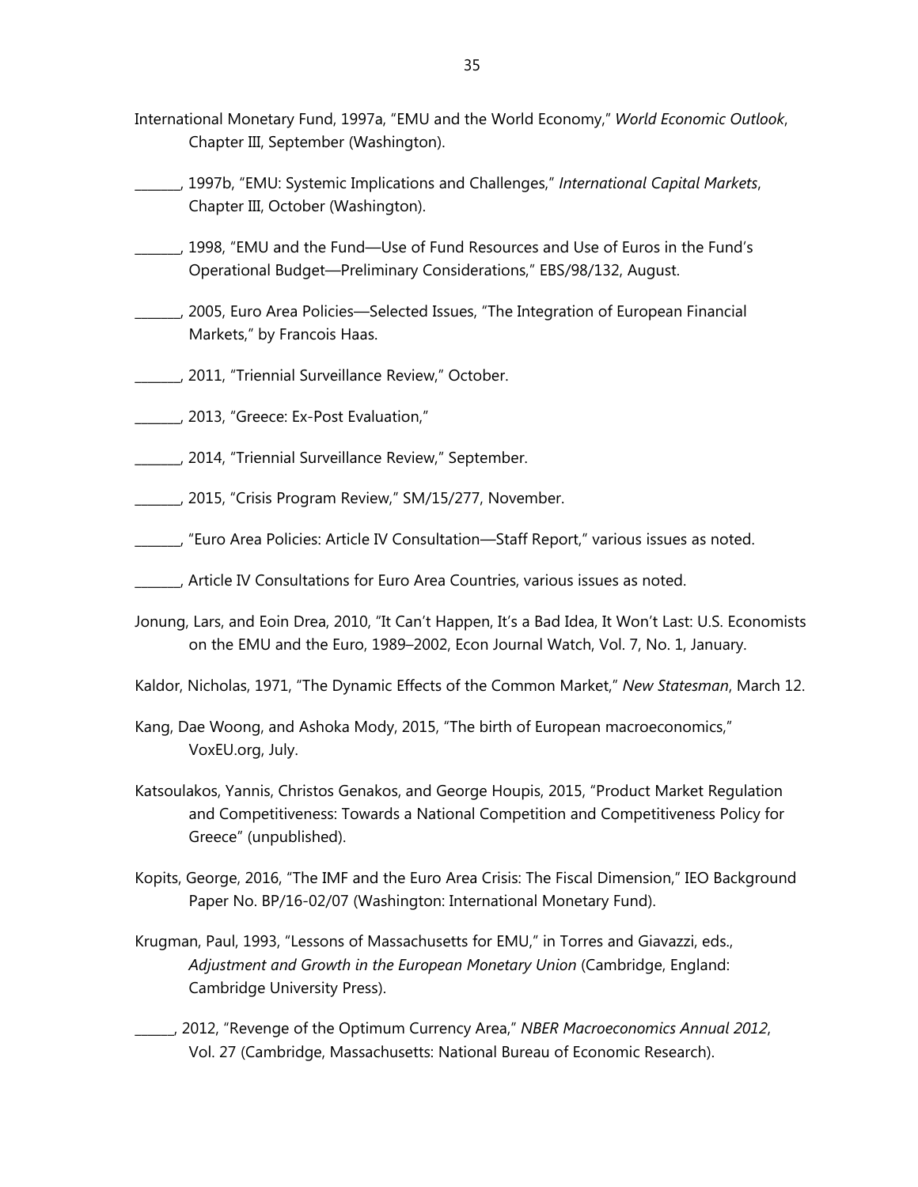International Monetary Fund, 1997a, "EMU and the World Economy," *World Economic Outlook*, Chapter III, September (Washington).

_______, 1997b, "EMU: Systemic Implications and Challenges," *International Capital Markets*, Chapter III, October (Washington).

_______, 1998, "EMU and the Fund—Use of Fund Resources and Use of Euros in the Fund's Operational Budget—Preliminary Considerations," EBS/98/132, August.

_______, 2005, Euro Area Policies—Selected Issues, "The Integration of European Financial Markets," by Francois Haas.

_______, 2011, "Triennial Surveillance Review," October.

_______, 2013, "Greece: Ex-Post Evaluation,"

_______, 2014, "Triennial Surveillance Review," September.

_______, 2015, "Crisis Program Review," SM/15/277, November.

_______, "Euro Area Policies: Article IV Consultation—Staff Report," various issues as noted.

_______, Article IV Consultations for Euro Area Countries, various issues as noted.

Jonung, Lars, and Eoin Drea, 2010, "It Can't Happen, It's a Bad Idea, It Won't Last: U.S. Economists on the EMU and the Euro, 1989–2002, Econ Journal Watch, Vol. 7, No. 1, January.

Kaldor, Nicholas, 1971, "The Dynamic Effects of the Common Market," *New Statesman*, March 12.

Kang, Dae Woong, and Ashoka Mody, 2015, "The birth of European macroeconomics," VoxEU.org, July.

Katsoulakos, Yannis, Christos Genakos, and George Houpis, 2015, "Product Market Regulation and Competitiveness: Towards a National Competition and Competitiveness Policy for Greece" (unpublished).

Kopits, George, 2016, "The IMF and the Euro Area Crisis: The Fiscal Dimension," IEO Background Paper No. BP/16-02/07 (Washington: International Monetary Fund).

Krugman, Paul, 1993, "Lessons of Massachusetts for EMU," in Torres and Giavazzi, eds., *Adjustment and Growth in the European Monetary Union* (Cambridge, England: Cambridge University Press).

______, 2012, "Revenge of the Optimum Currency Area," *NBER Macroeconomics Annual 2012*, Vol. 27 (Cambridge, Massachusetts: National Bureau of Economic Research).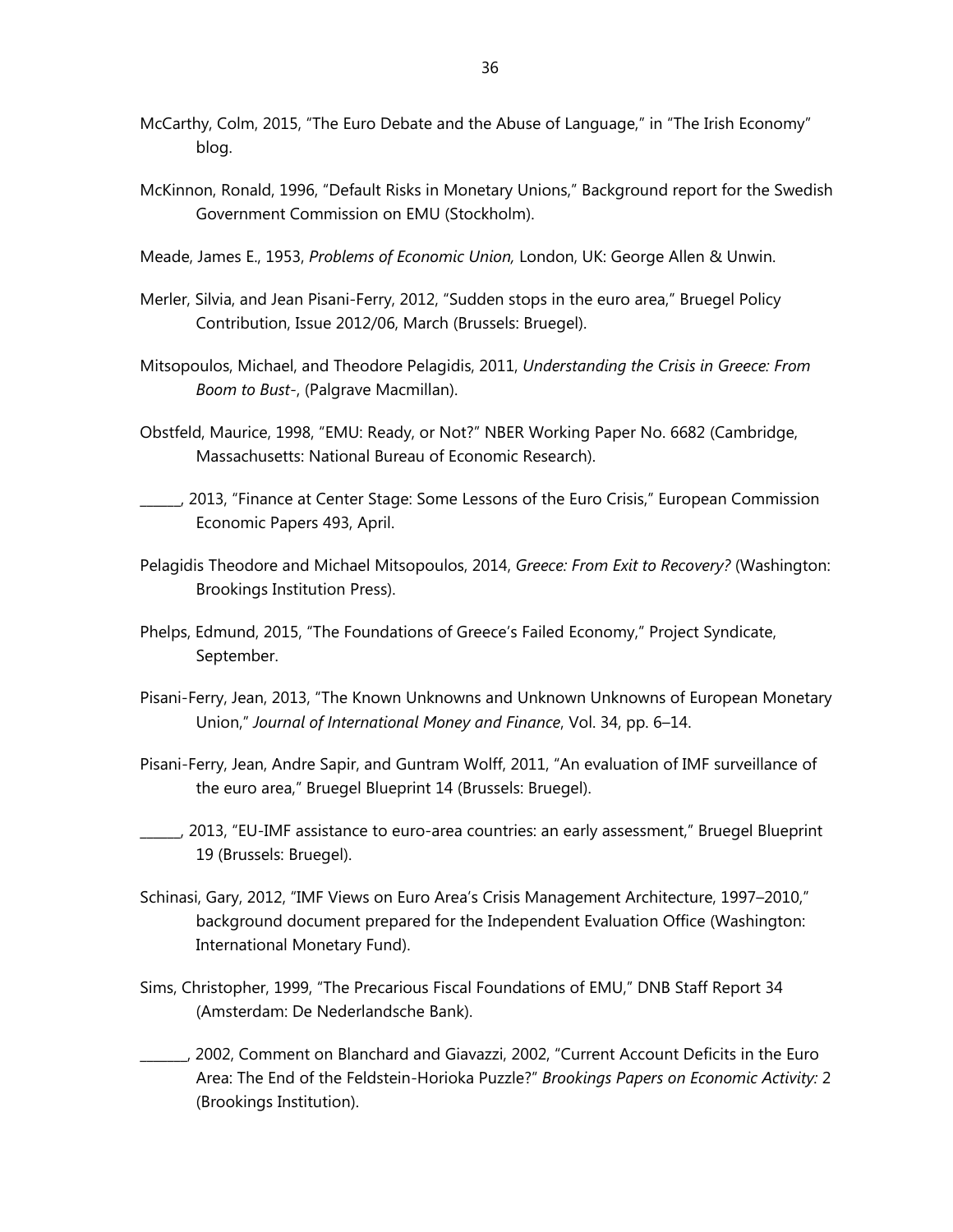McCarthy, Colm, 2015, "The Euro Debate and the Abuse of Language," in "The Irish Economy" blog.

McKinnon, Ronald, 1996, "Default Risks in Monetary Unions," Background report for the Swedish Government Commission on EMU (Stockholm).

Meade, James E., 1953, *Problems of Economic Union,* London, UK: George Allen & Unwin.

Merler, Silvia, and Jean Pisani-Ferry, 2012, "Sudden stops in the euro area," Bruegel Policy Contribution, Issue 2012/06, March (Brussels: Bruegel).

Mitsopoulos, Michael, and Theodore Pelagidis, 2011, *Understanding the Crisis in Greece: From Boom to Bust-*, (Palgrave Macmillan).

Obstfeld, Maurice, 1998, "EMU: Ready, or Not?" NBER Working Paper No. 6682 (Cambridge, Massachusetts: National Bureau of Economic Research).

______, 2013, "Finance at Center Stage: Some Lessons of the Euro Crisis," European Commission Economic Papers 493, April.

Pelagidis Theodore and Michael Mitsopoulos, 2014, *Greece: From Exit to Recovery?* (Washington: Brookings Institution Press).

Phelps, Edmund, 2015, "The Foundations of Greece's Failed Economy," Project Syndicate, September.

Pisani-Ferry, Jean, 2013, "The Known Unknowns and Unknown Unknowns of European Monetary Union," *Journal of International Money and Finance*, Vol. 34, pp. 6–14.

Pisani-Ferry, Jean, Andre Sapir, and Guntram Wolff, 2011, "An evaluation of IMF surveillance of the euro area," Bruegel Blueprint 14 (Brussels: Bruegel).

______, 2013, "EU-IMF assistance to euro-area countries: an early assessment," Bruegel Blueprint 19 (Brussels: Bruegel).

Schinasi, Gary, 2012, "IMF Views on Euro Area's Crisis Management Architecture, 1997–2010," background document prepared for the Independent Evaluation Office (Washington: International Monetary Fund).

Sims, Christopher, 1999, "The Precarious Fiscal Foundations of EMU," DNB Staff Report 34 (Amsterdam: De Nederlandsche Bank).

_______, 2002, Comment on Blanchard and Giavazzi, 2002, "Current Account Deficits in the Euro Area: The End of the Feldstein-Horioka Puzzle?" *Brookings Papers on Economic Activity:* 2 (Brookings Institution).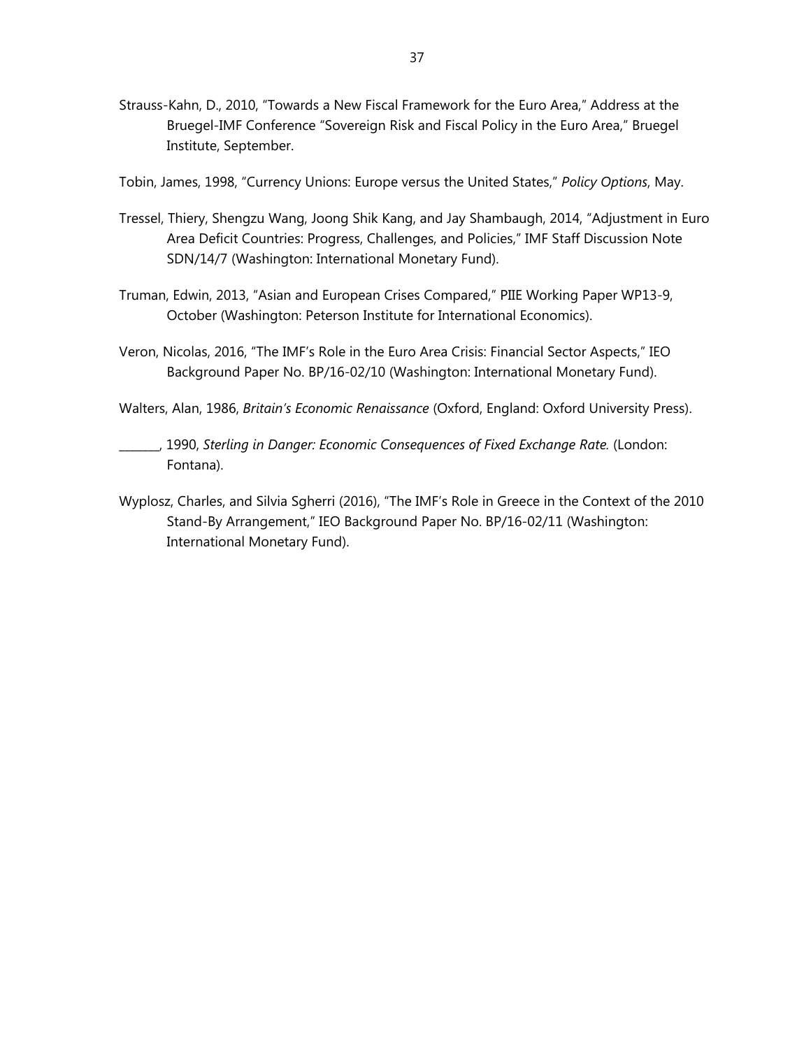Strauss-Kahn, D., 2010, "Towards a New Fiscal Framework for the Euro Area," Address at the Bruegel-IMF Conference "Sovereign Risk and Fiscal Policy in the Euro Area," Bruegel Institute, September.

Tobin, James, 1998, "Currency Unions: Europe versus the United States," *Policy Options*, May.

Tressel, Thiery, Shengzu Wang, Joong Shik Kang, and Jay Shambaugh, 2014, "Adjustment in Euro Area Deficit Countries: Progress, Challenges, and Policies," IMF Staff Discussion Note SDN/14/7 (Washington: International Monetary Fund).

Truman, Edwin, 2013, "Asian and European Crises Compared," PIIE Working Paper WP13-9, October (Washington: Peterson Institute for International Economics).

Veron, Nicolas, 2016, "The IMF's Role in the Euro Area Crisis: Financial Sector Aspects," IEO Background Paper No. BP/16-02/10 (Washington: International Monetary Fund).

Walters, Alan, 1986, *Britain's Economic Renaissance* (Oxford, England: Oxford University Press).

_______, 1990, *Sterling in Danger: Economic Consequences of Fixed Exchange Rate.* (London: Fontana).

Wyplosz, Charles, and Silvia Sgherri (2016), "The IMF's Role in Greece in the Context of the 2010 Stand-By Arrangement," IEO Background Paper No. BP/16-02/11 (Washington: International Monetary Fund).